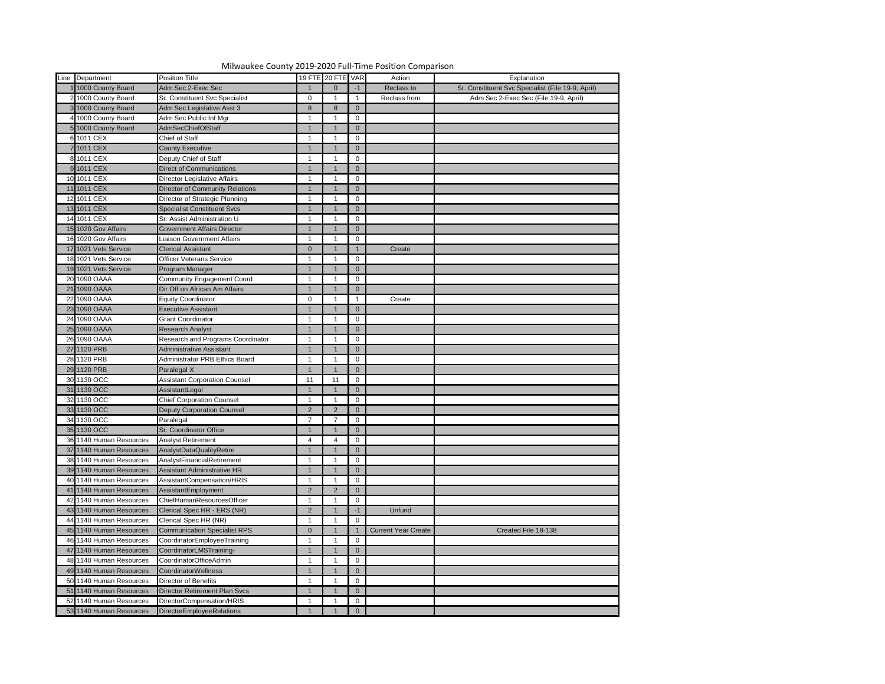# Milwaukee County 2019-2020 Full-Time Position Comparison

| Line | Department | Position Title | 19 FTE | 20 FTE | VAR | Action | Explanation |
|---|---|---|---|---|---|---|---|
| 1 | 1000 County Board | Adm Sec 2-Exec Sec | 1 | 0 | -1 | Reclass to | Sr. Constituent Svc Specialist (File 19-9, April) |
| 2 | 1000 County Board | Sr. Constituent Svc Specialist | 0 | 1 | 1 | Reclass from | Adm Sec 2-Exec Sec (File 19-9, April) |
| 3 | 1000 County Board | Adm Sec Legislative Asst 3 | 8 | 8 | 0 | | |
| 4 | 1000 County Board | Adm Sec Public Inf Mgr | 1 | 1 | 0 | | |
| 5 | 1000 County Board | AdmSecChiefOfStaff | 1 | 1 | 0 | | |
| 6 | 1011 CEX | Chief of Staff | 1 | 1 | 0 | | |
| 7 | 1011 CEX | County Executive | 1 | 1 | 0 | | |
| 8 | 1011 CEX | Deputy Chief of Staff | 1 | 1 | 0 | | |
| 9 | 1011 CEX | Direct of Communications | 1 | 1 | 0 | | |
| 10 | 1011 CEX | Director Legislative Affairs | 1 | 1 | 0 | | |
| 11 | 1011 CEX | Director of Community Relations | 1 | 1 | 0 | | |
| 12 | 1011 CEX | Director of Strategic Planning | 1 | 1 | 0 | | |
| 13 | 1011 CEX | Specialist Constituent Svcs | 1 | 1 | 0 | | |
| 14 | 1011 CEX | Sr. Assist Administration U | 1 | 1 | 0 | | |
| 15 | 1020 Gov Affairs | Government Affairs Director | 1 | 1 | 0 | | |
| 16 | 1020 Gov Affairs | Liaison Government Affairs | 1 | 1 | 0 | | |
| 17 | 1021 Vets Service | Clerical Assistant | 0 | 1 | 1 | Create | |
| 18 | 1021 Vets Service | Officer Veterans Service | 1 | 1 | 0 | | |
| 19 | 1021 Vets Service | Program Manager | 1 | 1 | 0 | | |
| 20 | 1090 OAAA | Community Engagement Coord | 1 | 1 | 0 | | |
| 21 | 1090 OAAA | Dir Off on African Am Affairs | 1 | 1 | 0 | | |
| 22 | 1090 OAAA | Equity Coordinator | 0 | 1 | 1 | Create | |
| 23 | 1090 OAAA | Executive Assistant | 1 | 1 | 0 | | |
| 24 | 1090 OAAA | Grant Coordinator | 1 | 1 | 0 | | |
| 25 | 1090 OAAA | Research Analyst | 1 | 1 | 0 | | |
| 26 | 1090 OAAA | Research and Programs Coordinator | 1 | 1 | 0 | | |
| 27 | 1120 PRB | Administrative Assistant | 1 | 1 | 0 | | |
| 28 | 1120 PRB | Administrator PRB Ethics Board | 1 | 1 | 0 | | |
| 29 | 1120 PRB | Paralegal X | 1 | 1 | 0 | | |
| 30 | 1130 OCC | Assistant Corporation Counsel | 11 | 11 | 0 | | |
| 31 | 1130 OCC | AssistantLegal | 1 | 1 | 0 | | |
| 32 | 1130 OCC | Chief Corporation Counsel | 1 | 1 | 0 | | |
| 33 | 1130 OCC | Deputy Corporation Counsel | 2 | 2 | 0 | | |
| 34 | 1130 OCC | Paralegal | 7 | 7 | 0 | | |
| 35 | 1130 OCC | Sr. Coordinator Office | 1 | 1 | 0 | | |
| 36 | 1140 Human Resources | Analyst Retirement | 4 | 4 | 0 | | |
| 37 | 1140 Human Resources | AnalystDataQualityRetire | 1 | 1 | 0 | | |
| 38 | 1140 Human Resources | AnalystFinancialRetirement | 1 | 1 | 0 | | |
| 39 | 1140 Human Resources | Assistant Administrative HR | 1 | 1 | 0 | | |
| 40 | 1140 Human Resources | AssistantCompensation/HRIS | 1 | 1 | 0 | | |
| 41 | 1140 Human Resources | AssistantEmployment | 2 | 2 | 0 | | |
| 42 | 1140 Human Resources | ChiefHumanResourcesOfficer | 1 | 1 | 0 | | |
| 43 | 1140 Human Resources | Clerical Spec HR - ERS (NR) | 2 | 1 | -1 | Unfund | |
| 44 | 1140 Human Resources | Clerical Spec HR (NR) | 1 | 1 | 0 | | |
| 45 | 1140 Human Resources | Communication Specialist RPS | 0 | 1 | 1 | Current Year Create | Created File 18-138 |
| 46 | 1140 Human Resources | CoordinatorEmployeeTraining | 1 | 1 | 0 | | |
| 47 | 1140 Human Resources | CoordinatorLMSTraining- | 1 | 1 | 0 | | |
| 48 | 1140 Human Resources | CoordinatorOfficeAdmin | 1 | 1 | 0 | | |
| 49 | 1140 Human Resources | CoordinatorWellness | 1 | 1 | 0 | | |
| 50 | 1140 Human Resources | Director of Benefits | 1 | 1 | 0 | | |
| 51 | 1140 Human Resources | Director Retirement Plan Svcs | 1 | 1 | 0 | | |
| 52 | 1140 Human Resources | DirectorCompensation/HRIS | 1 | 1 | 0 | | |
| 53 | 1140 Human Resources | DirectorEmployeeRelations | 1 | 1 | 0 | | |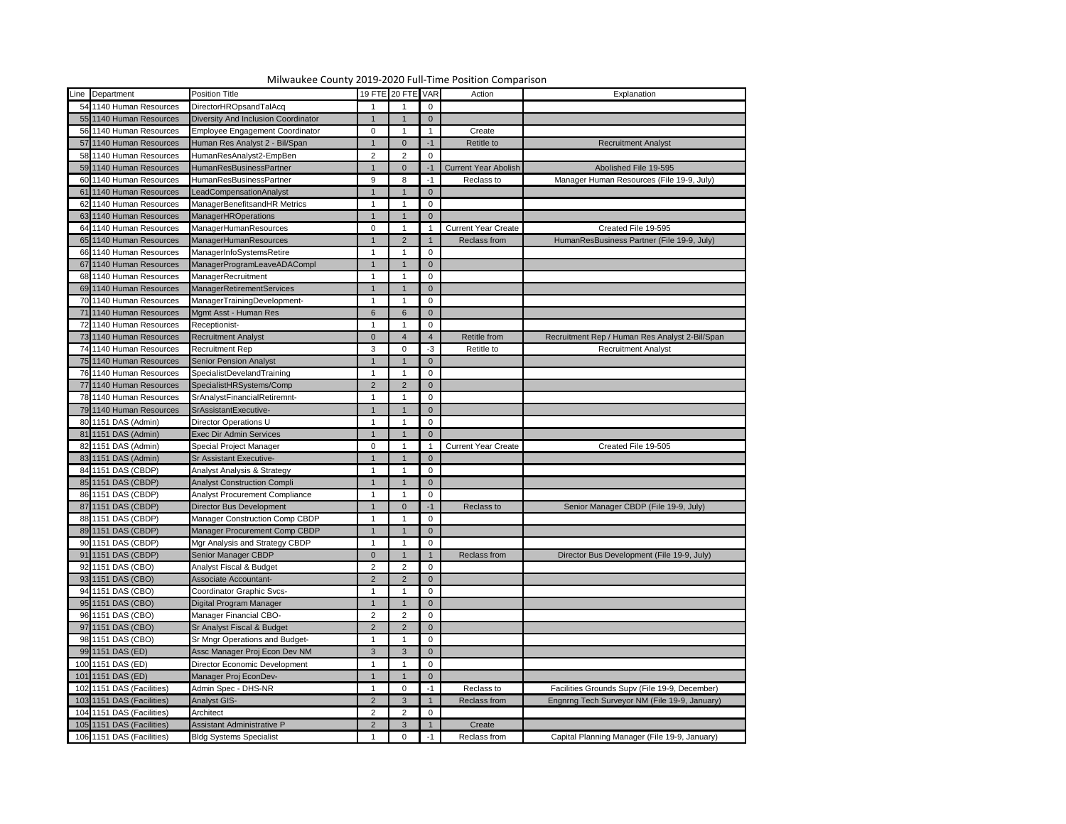Milwaukee County 2019-2020 Full-Time Position Comparison

| Line | Department | Position Title | 19 FTE | 20 FTE | VAR | Action | Explanation |
|---|---|---|---|---|---|---|---|
| 54 | 1140 Human Resources | DirectorHROpsandTalAcq | 1 | 1 | 0 | | |
| 55 | 1140 Human Resources | Diversity And Inclusion Coordinator | 1 | 1 | 0 | | |
| 56 | 1140 Human Resources | Employee Engagement Coordinator | 0 | 1 | 1 | Create | |
| 57 | 1140 Human Resources | Human Res Analyst 2 - Bil/Span | 1 | 0 | -1 | Retitle to | Recruitment Analyst |
| 58 | 1140 Human Resources | HumanResAnalyst2-EmpBen | 2 | 2 | 0 | | |
| 59 | 1140 Human Resources | HumanResBusinessPartner | 1 | 0 | -1 | Current Year Abolish | Abolished File 19-595 |
| 60 | 1140 Human Resources | HumanResBusinessPartner | 9 | 8 | -1 | Reclass to | Manager Human Resources (File 19-9, July) |
| 61 | 1140 Human Resources | LeadCompensationAnalyst | 1 | 1 | 0 | | |
| 62 | 1140 Human Resources | ManagerBenefitsandHR Metrics | 1 | 1 | 0 | | |
| 63 | 1140 Human Resources | ManagerHROperations | 1 | 1 | 0 | | |
| 64 | 1140 Human Resources | ManagerHumanResources | 0 | 1 | 1 | Current Year Create | Created File 19-595 |
| 65 | 1140 Human Resources | ManagerHumanResources | 1 | 2 | 1 | Reclass from | HumanResBusiness Partner (File 19-9, July) |
| 66 | 1140 Human Resources | ManagerInfoSystemsRetire | 1 | 1 | 0 | | |
| 67 | 1140 Human Resources | ManagerProgramLeaveADACompl | 1 | 1 | 0 | | |
| 68 | 1140 Human Resources | ManagerRecruitment | 1 | 1 | 0 | | |
| 69 | 1140 Human Resources | ManagerRetirementServices | 1 | 1 | 0 | | |
| 70 | 1140 Human Resources | ManagerTrainingDevelopment- | 1 | 1 | 0 | | |
| 71 | 1140 Human Resources | Mgmt Asst - Human Res | 6 | 6 | 0 | | |
| 72 | 1140 Human Resources | Receptionist- | 1 | 1 | 0 | | |
| 73 | 1140 Human Resources | Recruitment Analyst | 0 | 4 | 4 | Retitle from | Recruitment Rep / Human Res Analyst 2-Bil/Span |
| 74 | 1140 Human Resources | Recruitment Rep | 3 | 0 | -3 | Retitle to | Recruitment Analyst |
| 75 | 1140 Human Resources | Senior Pension Analyst | 1 | 1 | 0 | | |
| 76 | 1140 Human Resources | SpecialistDevelandTraining | 1 | 1 | 0 | | |
| 77 | 1140 Human Resources | SpecialistHRSystems/Comp | 2 | 2 | 0 | | |
| 78 | 1140 Human Resources | SrAnalystFinancialRetiremnt- | 1 | 1 | 0 | | |
| 79 | 1140 Human Resources | SrAssistantExecutive- | 1 | 1 | 0 | | |
| 80 | 1151 DAS (Admin) | Director Operations U | 1 | 1 | 0 | | |
| 81 | 1151 DAS (Admin) | Exec Dir Admin Services | 1 | 1 | 0 | | |
| 82 | 1151 DAS (Admin) | Special Project Manager | 0 | 1 | 1 | Current Year Create | Created File 19-505 |
| 83 | 1151 DAS (Admin) | Sr Assistant Executive- | 1 | 1 | 0 | | |
| 84 | 1151 DAS (CBDP) | Analyst Analysis & Strategy | 1 | 1 | 0 | | |
| 85 | 1151 DAS (CBDP) | Analyst Construction Compli | 1 | 1 | 0 | | |
| 86 | 1151 DAS (CBDP) | Analyst Procurement Compliance | 1 | 1 | 0 | | |
| 87 | 1151 DAS (CBDP) | Director Bus Development | 1 | 0 | -1 | Reclass to | Senior Manager CBDP (File 19-9, July) |
| 88 | 1151 DAS (CBDP) | Manager Construction Comp CBDP | 1 | 1 | 0 | | |
| 89 | 1151 DAS (CBDP) | Manager Procurement Comp CBDP | 1 | 1 | 0 | | |
| 90 | 1151 DAS (CBDP) | Mgr Analysis and Strategy CBDP | 1 | 1 | 0 | | |
| 91 | 1151 DAS (CBDP) | Senior Manager CBDP | 0 | 1 | 1 | Reclass from | Director Bus Development (File 19-9, July) |
| 92 | 1151 DAS (CBO) | Analyst Fiscal & Budget | 2 | 2 | 0 | | |
| 93 | 1151 DAS (CBO) | Associate Accountant- | 2 | 2 | 0 | | |
| 94 | 1151 DAS (CBO) | Coordinator Graphic Svcs- | 1 | 1 | 0 | | |
| 95 | 1151 DAS (CBO) | Digital Program Manager | 1 | 1 | 0 | | |
| 96 | 1151 DAS (CBO) | Manager Financial CBO- | 2 | 2 | 0 | | |
| 97 | 1151 DAS (CBO) | Sr Analyst Fiscal & Budget | 2 | 2 | 0 | | |
| 98 | 1151 DAS (CBO) | Sr Mngr Operations and Budget- | 1 | 1 | 0 | | |
| 99 | 1151 DAS (ED) | Assc Manager Proj Econ Dev NM | 3 | 3 | 0 | | |
| 100 | 1151 DAS (ED) | Director Economic Development | 1 | 1 | 0 | | |
| 101 | 1151 DAS (ED) | Manager Proj EconDev- | 1 | 1 | 0 | | |
| 102 | 1151 DAS (Facilities) | Admin Spec - DHS-NR | 1 | 0 | -1 | Reclass to | Facilities Grounds Supv (File 19-9, December) |
| 103 | 1151 DAS (Facilities) | Analyst GIS- | 2 | 3 | 1 | Reclass from | Engnrng Tech Surveyor NM (File 19-9, January) |
| 104 | 1151 DAS (Facilities) | Architect | 2 | 2 | 0 | | |
| 105 | 1151 DAS (Facilities) | Assistant Administrative P | 2 | 3 | 1 | Create | |
| 106 | 1151 DAS (Facilities) | Bldg Systems Specialist | 1 | 0 | -1 | Reclass from | Capital Planning Manager (File 19-9, January) |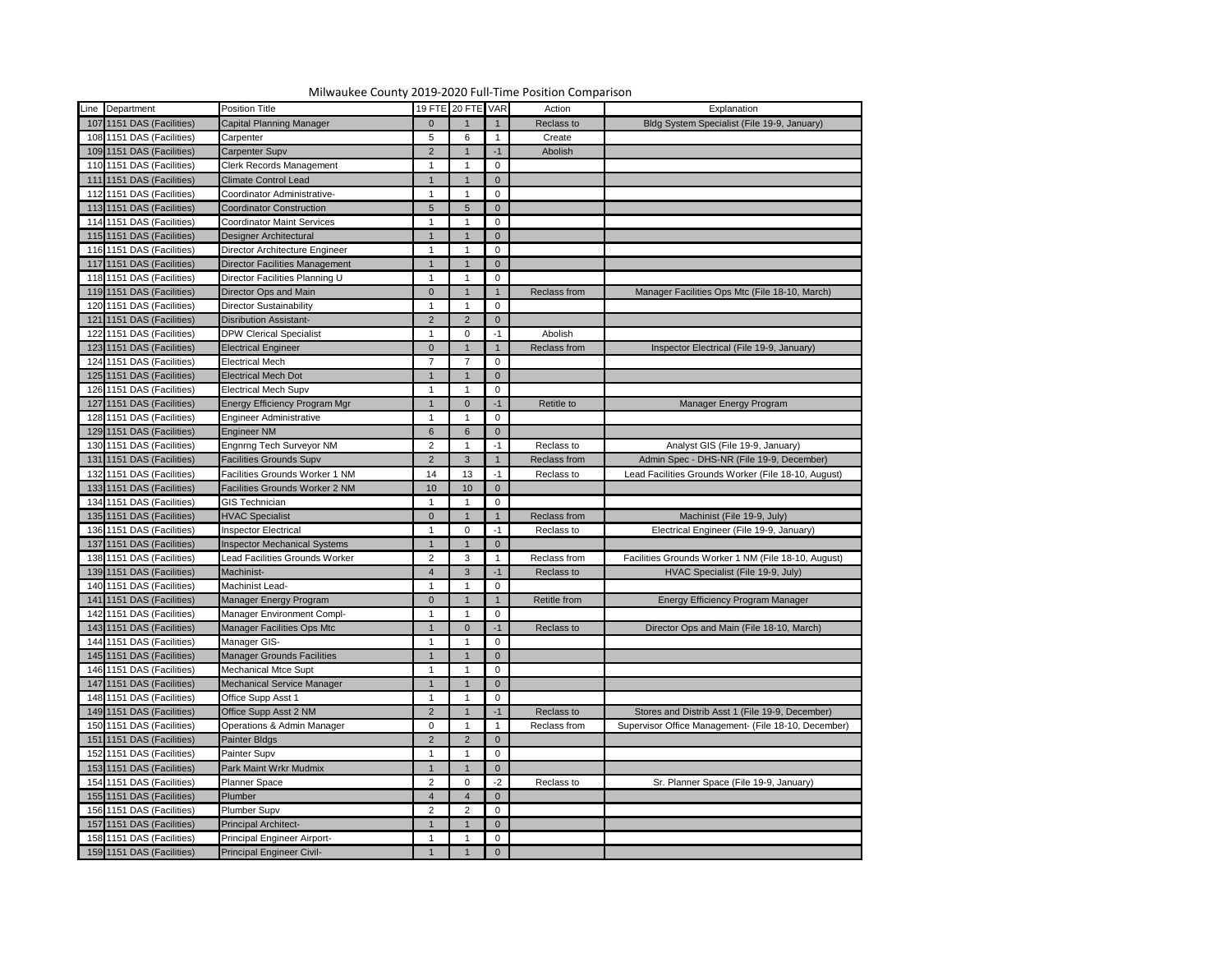# Milwaukee County 2019-2020 Full-Time Position Comparison

| Line | Department | Position Title | 19 FTE | 20 FTE | VAR | Action | Explanation |
|---|---|---|---|---|---|---|---|
| 107 | 1151 DAS (Facilities) | Capital Planning Manager | 0 | 1 | 1 | Reclass to | Bldg System Specialist (File 19-9, January) |
| 108 | 1151 DAS (Facilities) | Carpenter | 5 | 6 | 1 | Create | |
| 109 | 1151 DAS (Facilities) | Carpenter Supv | 2 | 1 | -1 | Abolish | |
| 110 | 1151 DAS (Facilities) | Clerk Records Management | 1 | 1 | 0 | | |
| 111 | 1151 DAS (Facilities) | Climate Control Lead | 1 | 1 | 0 | | |
| 112 | 1151 DAS (Facilities) | Coordinator Administrative- | 1 | 1 | 0 | | |
| 113 | 1151 DAS (Facilities) | Coordinator Construction | 5 | 5 | 0 | | |
| 114 | 1151 DAS (Facilities) | Coordinator Maint Services | 1 | 1 | 0 | | |
| 115 | 1151 DAS (Facilities) | Designer Architectural | 1 | 1 | 0 | | |
| 116 | 1151 DAS (Facilities) | Director Architecture Engineer | 1 | 1 | 0 | | |
| 117 | 1151 DAS (Facilities) | Director Facilities Management | 1 | 1 | 0 | | |
| 118 | 1151 DAS (Facilities) | Director Facilities Planning U | 1 | 1 | 0 | | |
| 119 | 1151 DAS (Facilities) | Director Ops and Main | 0 | 1 | 1 | Reclass from | Manager Facilities Ops Mtc (File 18-10, March) |
| 120 | 1151 DAS (Facilities) | Director Sustainability | 1 | 1 | 0 | | |
| 121 | 1151 DAS (Facilities) | Disribution Assistant- | 2 | 2 | 0 | | |
| 122 | 1151 DAS (Facilities) | DPW Clerical Specialist | 1 | 0 | -1 | Abolish | |
| 123 | 1151 DAS (Facilities) | Electrical Engineer | 0 | 1 | 1 | Reclass from | Inspector Electrical (File 19-9, January) |
| 124 | 1151 DAS (Facilities) | Electrical Mech | 7 | 7 | 0 | | |
| 125 | 1151 DAS (Facilities) | Electrical Mech Dot | 1 | 1 | 0 | | |
| 126 | 1151 DAS (Facilities) | Electrical Mech Supv | 1 | 1 | 0 | | |
| 127 | 1151 DAS (Facilities) | Energy Efficiency Program Mgr | 1 | 0 | -1 | Retitle to | Manager Energy Program |
| 128 | 1151 DAS (Facilities) | Engineer Administrative | 1 | 1 | 0 | | |
| 129 | 1151 DAS (Facilities) | Engineer NM | 6 | 6 | 0 | | |
| 130 | 1151 DAS (Facilities) | Engnrng Tech Surveyor NM | 2 | 1 | -1 | Reclass to | Analyst GIS (File 19-9, January) |
| 131 | 1151 DAS (Facilities) | Facilities Grounds Supv | 2 | 3 | 1 | Reclass from | Admin Spec - DHS-NR (File 19-9, December) |
| 132 | 1151 DAS (Facilities) | Facilities Grounds Worker 1 NM | 14 | 13 | -1 | Reclass to | Lead Facilities Grounds Worker (File 18-10, August) |
| 133 | 1151 DAS (Facilities) | Facilities Grounds Worker 2 NM | 10 | 10 | 0 | | |
| 134 | 1151 DAS (Facilities) | GIS Technician | 1 | 1 | 0 | | |
| 135 | 1151 DAS (Facilities) | HVAC Specialist | 0 | 1 | 1 | Reclass from | Machinist (File 19-9, July) |
| 136 | 1151 DAS (Facilities) | Inspector Electrical | 1 | 0 | -1 | Reclass to | Electrical Engineer (File 19-9, January) |
| 137 | 1151 DAS (Facilities) | Inspector Mechanical Systems | 1 | 1 | 0 | | |
| 138 | 1151 DAS (Facilities) | Lead Facilities Grounds Worker | 2 | 3 | 1 | Reclass from | Facilities Grounds Worker 1 NM (File 18-10, August) |
| 139 | 1151 DAS (Facilities) | Machinist- | 4 | 3 | -1 | Reclass to | HVAC Specialist (File 19-9, July) |
| 140 | 1151 DAS (Facilities) | Machinist Lead- | 1 | 1 | 0 | | |
| 141 | 1151 DAS (Facilities) | Manager Energy Program | 0 | 1 | 1 | Retitle from | Energy Efficiency Program Manager |
| 142 | 1151 DAS (Facilities) | Manager Environment Compl- | 1 | 1 | 0 | | |
| 143 | 1151 DAS (Facilities) | Manager Facilities Ops Mtc | 1 | 0 | -1 | Reclass to | Director Ops and Main (File 18-10, March) |
| 144 | 1151 DAS (Facilities) | Manager GIS- | 1 | 1 | 0 | | |
| 145 | 1151 DAS (Facilities) | Manager Grounds Facilities | 1 | 1 | 0 | | |
| 146 | 1151 DAS (Facilities) | Mechanical Mtce Supt | 1 | 1 | 0 | | |
| 147 | 1151 DAS (Facilities) | Mechanical Service Manager | 1 | 1 | 0 | | |
| 148 | 1151 DAS (Facilities) | Office Supp Asst 1 | 1 | 1 | 0 | | |
| 149 | 1151 DAS (Facilities) | Office Supp Asst 2 NM | 2 | 1 | -1 | Reclass to | Stores and Distrib Asst 1 (File 19-9, December) |
| 150 | 1151 DAS (Facilities) | Operations & Admin Manager | 0 | 1 | 1 | Reclass from | Supervisor Office Management- (File 18-10, December) |
| 151 | 1151 DAS (Facilities) | Painter Bldgs | 2 | 2 | 0 | | |
| 152 | 1151 DAS (Facilities) | Painter Supv | 1 | 1 | 0 | | |
| 153 | 1151 DAS (Facilities) | Park Maint Wrkr Mudmix | 1 | 1 | 0 | | |
| 154 | 1151 DAS (Facilities) | Planner Space | 2 | 0 | -2 | Reclass to | Sr. Planner Space (File 19-9, January) |
| 155 | 1151 DAS (Facilities) | Plumber | 4 | 4 | 0 | | |
| 156 | 1151 DAS (Facilities) | Plumber Supv | 2 | 2 | 0 | | |
| 157 | 1151 DAS (Facilities) | Principal Architect- | 1 | 1 | 0 | | |
| 158 | 1151 DAS (Facilities) | Principal Engineer Airport- | 1 | 1 | 0 | | |
| 159 | 1151 DAS (Facilities) | Principal Engineer Civil- | 1 | 1 | 0 | | |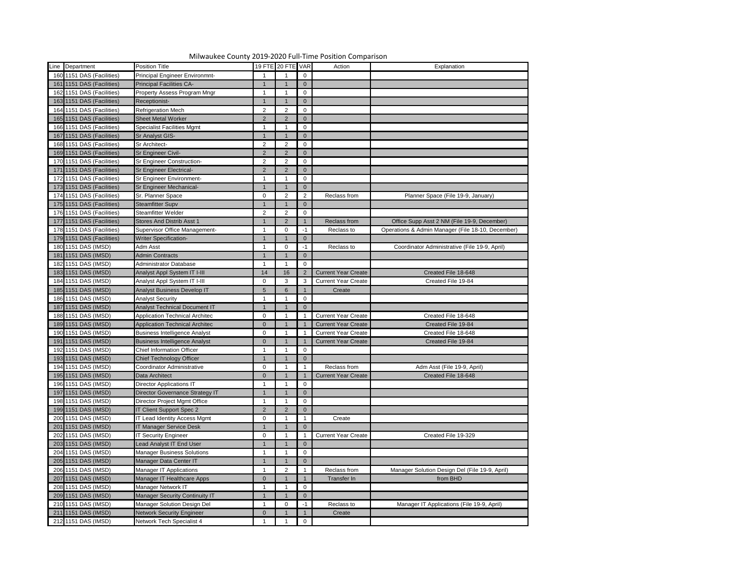Milwaukee County 2019-2020 Full-Time Position Comparison

| Line | Department | Position Title | 19 FTE | 20 FTE | VAR | Action | Explanation |
|---|---|---|---|---|---|---|---|
| 160 | 1151 DAS (Facilities) | Principal Engineer Environmnt- | 1 | 1 | 0 | | |
| 161 | 1151 DAS (Facilities) | Principal Facilities CA- | 1 | 1 | 0 | | |
| 162 | 1151 DAS (Facilities) | Property Assess Program Mngr | 1 | 1 | 0 | | |
| 163 | 1151 DAS (Facilities) | Receptionist- | 1 | 1 | 0 | | |
| 164 | 1151 DAS (Facilities) | Refrigeration Mech | 2 | 2 | 0 | | |
| 165 | 1151 DAS (Facilities) | Sheet Metal Worker | 2 | 2 | 0 | | |
| 166 | 1151 DAS (Facilities) | Specialist Facilities Mgmt | 1 | 1 | 0 | | |
| 167 | 1151 DAS (Facilities) | Sr Analyst GIS- | 1 | 1 | 0 | | |
| 168 | 1151 DAS (Facilities) | Sr Architect- | 2 | 2 | 0 | | |
| 169 | 1151 DAS (Facilities) | Sr Engineer Civil- | 2 | 2 | 0 | | |
| 170 | 1151 DAS (Facilities) | Sr Engineer Construction- | 2 | 2 | 0 | | |
| 171 | 1151 DAS (Facilities) | Sr Engineer Electrical- | 2 | 2 | 0 | | |
| 172 | 1151 DAS (Facilities) | Sr Engineer Environment- | 1 | 1 | 0 | | |
| 173 | 1151 DAS (Facilities) | Sr Engineer Mechanical- | 1 | 1 | 0 | | |
| 174 | 1151 DAS (Facilities) | Sr. Planner Space | 0 | 2 | 2 | Reclass from | Planner Space (File 19-9, January) |
| 175 | 1151 DAS (Facilities) | Steamfitter Supv | 1 | 1 | 0 | | |
| 176 | 1151 DAS (Facilities) | Steamfitter Welder | 2 | 2 | 0 | | |
| 177 | 1151 DAS (Facilities) | Stores And Distrib Asst 1 | 1 | 2 | 1 | Reclass from | Office Supp Asst 2 NM (File 19-9, December) |
| 178 | 1151 DAS (Facilities) | Supervisor Office Management- | 1 | 0 | -1 | Reclass to | Operations & Admin Manager (File 18-10, December) |
| 179 | 1151 DAS (Facilities) | Writer Specification- | 1 | 1 | 0 | | |
| 180 | 1151 DAS (IMSD) | Adm Asst | 1 | 0 | -1 | Reclass to | Coordinator Administrative (File 19-9, April) |
| 181 | 1151 DAS (IMSD) | Admin Contracts | 1 | 1 | 0 | | |
| 182 | 1151 DAS (IMSD) | Administrator Database | 1 | 1 | 0 | | |
| 183 | 1151 DAS (IMSD) | Analyst Appl System IT I-III | 14 | 16 | 2 | Current Year Create | Created File 18-648 |
| 184 | 1151 DAS (IMSD) | Analyst Appl System IT I-III | 0 | 3 | 3 | Current Year Create | Created File 19-84 |
| 185 | 1151 DAS (IMSD) | Analyst Business Develop IT | 5 | 6 | 1 | Create | |
| 186 | 1151 DAS (IMSD) | Analyst Security | 1 | 1 | 0 | | |
| 187 | 1151 DAS (IMSD) | Analyst Technical Document IT | 1 | 1 | 0 | | |
| 188 | 1151 DAS (IMSD) | Application Technical Architec | 0 | 1 | 1 | Current Year Create | Created File 18-648 |
| 189 | 1151 DAS (IMSD) | Application Technical Architec | 0 | 1 | 1 | Current Year Create | Created File 19-84 |
| 190 | 1151 DAS (IMSD) | Business Intelligence Analyst | 0 | 1 | 1 | Current Year Create | Created File 18-648 |
| 191 | 1151 DAS (IMSD) | Business Intelligence Analyst | 0 | 1 | 1 | Current Year Create | Created File 19-84 |
| 192 | 1151 DAS (IMSD) | Chief Information Officer | 1 | 1 | 0 | | |
| 193 | 1151 DAS (IMSD) | Chief Technology Officer | 1 | 1 | 0 | | |
| 194 | 1151 DAS (IMSD) | Coordinator Administrative | 0 | 1 | 1 | Reclass from | Adm Asst (File 19-9, April) |
| 195 | 1151 DAS (IMSD) | Data Architect | 0 | 1 | 1 | Current Year Create | Created File 18-648 |
| 196 | 1151 DAS (IMSD) | Director Applications IT | 1 | 1 | 0 | | |
| 197 | 1151 DAS (IMSD) | Director Governance Strategy IT | 1 | 1 | 0 | | |
| 198 | 1151 DAS (IMSD) | Director Project Mgmt Office | 1 | 1 | 0 | | |
| 199 | 1151 DAS (IMSD) | IT Client Support Spec 2 | 2 | 2 | 0 | | |
| 200 | 1151 DAS (IMSD) | IT Lead Identity Access Mgmt | 0 | 1 | 1 | Create | |
| 201 | 1151 DAS (IMSD) | IT Manager Service Desk | 1 | 1 | 0 | | |
| 202 | 1151 DAS (IMSD) | IT Security Engineer | 0 | 1 | 1 | Current Year Create | Created File 19-329 |
| 203 | 1151 DAS (IMSD) | Lead Analyst IT End User | 1 | 1 | 0 | | |
| 204 | 1151 DAS (IMSD) | Manager Business Solutions | 1 | 1 | 0 | | |
| 205 | 1151 DAS (IMSD) | Manager Data Center IT | 1 | 1 | 0 | | |
| 206 | 1151 DAS (IMSD) | Manager IT Applications | 1 | 2 | 1 | Reclass from | Manager Solution Design Del (File 19-9, April) |
| 207 | 1151 DAS (IMSD) | Manager IT Healthcare Apps | 0 | 1 | 1 | Transfer In | from BHD |
| 208 | 1151 DAS (IMSD) | Manager Network IT | 1 | 1 | 0 | | |
| 209 | 1151 DAS (IMSD) | Manager Security Continuity IT | 1 | 1 | 0 | | |
| 210 | 1151 DAS (IMSD) | Manager Solution Design Del | 1 | 0 | -1 | Reclass to | Manager IT Applications (File 19-9, April) |
| 211 | 1151 DAS (IMSD) | Network Security Engineer | 0 | 1 | 1 | Create | |
| 212 | 1151 DAS (IMSD) | Network Tech Specialist 4 | 1 | 1 | 0 | | |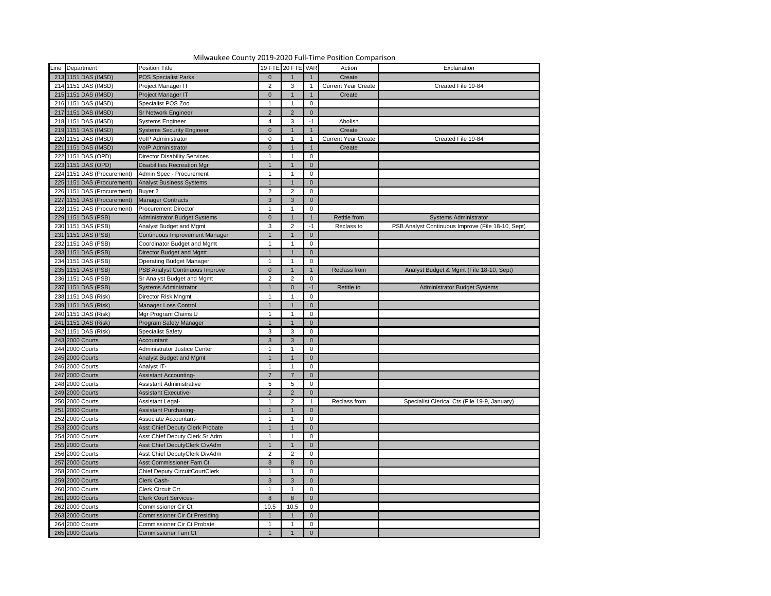Milwaukee County 2019-2020 Full-Time Position Comparison

| Line | Department | Position Title | 19 FTE | 20 FTE | VAR | Action | Explanation |
|---|---|---|---|---|---|---|---|
| 213 | 1151 DAS (IMSD) | POS Specialist Parks | 0 | 1 | 1 | Create | |
| 214 | 1151 DAS (IMSD) | Project Manager IT | 2 | 3 | 1 | Current Year Create | Created File 19-84 |
| 215 | 1151 DAS (IMSD) | Project Manager IT | 0 | 1 | 1 | Create | |
| 216 | 1151 DAS (IMSD) | Specialist POS Zoo | 1 | 1 | 0 | | |
| 217 | 1151 DAS (IMSD) | Sr Network Engineer | 2 | 2 | 0 | | |
| 218 | 1151 DAS (IMSD) | Systems Engineer | 4 | 3 | -1 | Abolish | |
| 219 | 1151 DAS (IMSD) | Systems Security Engineer | 0 | 1 | 1 | Create | |
| 220 | 1151 DAS (IMSD) | VoIP Administrator | 0 | 1 | 1 | Current Year Create | Created File 19-84 |
| 221 | 1151 DAS (IMSD) | VoIP Administrator | 0 | 1 | 1 | Create | |
| 222 | 1151 DAS (OPD) | Director Disability Services | 1 | 1 | 0 | | |
| 223 | 1151 DAS (OPD) | Disabilities Recreation Mgr | 1 | 1 | 0 | | |
| 224 | 1151 DAS (Procurement) | Admin Spec - Procurement | 1 | 1 | 0 | | |
| 225 | 1151 DAS (Procurement) | Analyst Business Systems | 1 | 1 | 0 | | |
| 226 | 1151 DAS (Procurement) | Buyer 2 | 2 | 2 | 0 | | |
| 227 | 1151 DAS (Procurement) | Manager Contracts | 3 | 3 | 0 | | |
| 228 | 1151 DAS (Procurement) | Procurement Director | 1 | 1 | 0 | | |
| 229 | 1151 DAS (PSB) | Administrator Budget Systems | 0 | 1 | 1 | Retitle from | Systems Administrator |
| 230 | 1151 DAS (PSB) | Analyst Budget and Mgmt | 3 | 2 | -1 | Reclass to | PSB Analyst Continuous Improve (File 18-10, Sept) |
| 231 | 1151 DAS (PSB) | Continuous Improvement Manager | 1 | 1 | 0 | | |
| 232 | 1151 DAS (PSB) | Coordinator Budget and Mgmt | 1 | 1 | 0 | | |
| 233 | 1151 DAS (PSB) | Director Budget and Mgmt | 1 | 1 | 0 | | |
| 234 | 1151 DAS (PSB) | Operating Budget Manager | 1 | 1 | 0 | | |
| 235 | 1151 DAS (PSB) | PSB Analyst Continuous Improve | 0 | 1 | 1 | Reclass from | Analyst Budget & Mgmt (File 18-10, Sept) |
| 236 | 1151 DAS (PSB) | Sr Analyst Budget and Mgmt | 2 | 2 | 0 | | |
| 237 | 1151 DAS (PSB) | Systems Administrator | 1 | 0 | -1 | Retitle to | Administrator Budget Systems |
| 238 | 1151 DAS (Risk) | Director Risk Mngmt | 1 | 1 | 0 | | |
| 239 | 1151 DAS (Risk) | Manager Loss Control | 1 | 1 | 0 | | |
| 240 | 1151 DAS (Risk) | Mgr Program Claims U | 1 | 1 | 0 | | |
| 241 | 1151 DAS (Risk) | Program Safety Manager | 1 | 1 | 0 | | |
| 242 | 1151 DAS (Risk) | Specialist Safety | 3 | 3 | 0 | | |
| 243 | 2000 Courts | Accountant | 3 | 3 | 0 | | |
| 244 | 2000 Courts | Administrator Justice Center | 1 | 1 | 0 | | |
| 245 | 2000 Courts | Analyst Budget and Mgmt | 1 | 1 | 0 | | |
| 246 | 2000 Courts | Analyst IT- | 1 | 1 | 0 | | |
| 247 | 2000 Courts | Assistant Accounting- | 7 | 7 | 0 | | |
| 248 | 2000 Courts | Assistant Administrative | 5 | 5 | 0 | | |
| 249 | 2000 Courts | Assistant Executive- | 2 | 2 | 0 | | |
| 250 | 2000 Courts | Assistant Legal- | 1 | 2 | 1 | Reclass from | Specialist Clerical Cts (File 19-9, January) |
| 251 | 2000 Courts | Assistant Purchasing- | 1 | 1 | 0 | | |
| 252 | 2000 Courts | Associate Accountant- | 1 | 1 | 0 | | |
| 253 | 2000 Courts | Asst Chief Deputy Clerk Probate | 1 | 1 | 0 | | |
| 254 | 2000 Courts | Asst Chief Deputy Clerk Sr Adm | 1 | 1 | 0 | | |
| 255 | 2000 Courts | Asst Chief DeputyClerk CivAdm | 1 | 1 | 0 | | |
| 256 | 2000 Courts | Asst Chief DeputyClerk DivAdm | 2 | 2 | 0 | | |
| 257 | 2000 Courts | Asst Commissioner Fam Ct | 8 | 8 | 0 | | |
| 258 | 2000 Courts | Chief Deputy CircuitCourtClerk | 1 | 1 | 0 | | |
| 259 | 2000 Courts | Clerk Cash- | 3 | 3 | 0 | | |
| 260 | 2000 Courts | Clerk Circuit Crt | 1 | 1 | 0 | | |
| 261 | 2000 Courts | Clerk Court Services- | 8 | 8 | 0 | | |
| 262 | 2000 Courts | Commissioner Cir Ct | 10.5 | 10.5 | 0 | | |
| 263 | 2000 Courts | Commissioner Cir Ct Presiding | 1 | 1 | 0 | | |
| 264 | 2000 Courts | Commissioner Cir Ct Probate | 1 | 1 | 0 | | |
| 265 | 2000 Courts | Commissioner Fam Ct | 1 | 1 | 0 | | |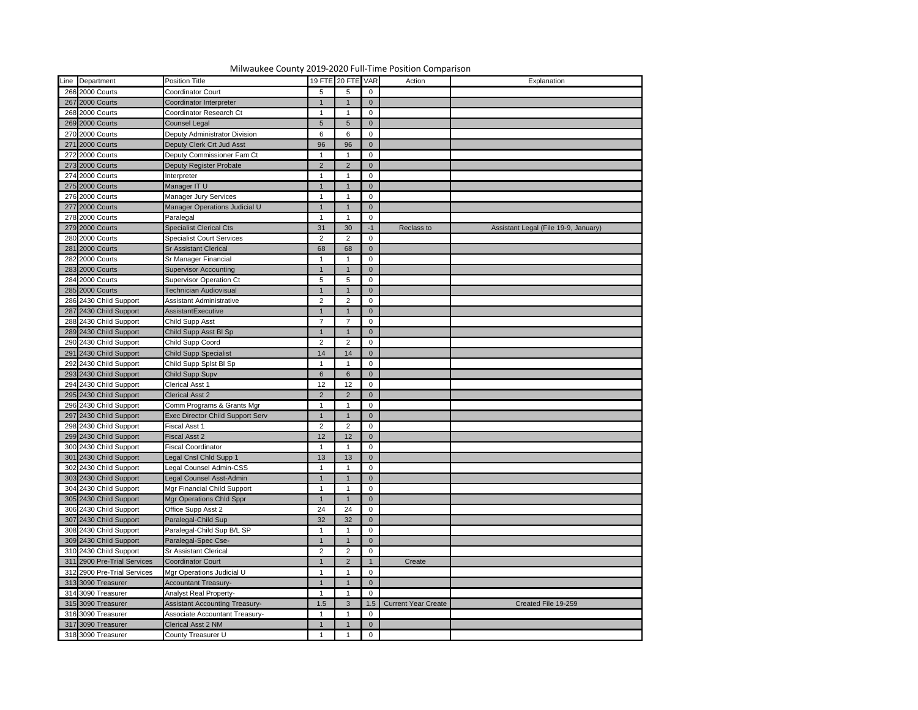# Milwaukee County 2019-2020 Full-Time Position Comparison

| Line | Department | Position Title | 19 FTE | 20 FTE | VAR | Action | Explanation |
|---|---|---|---|---|---|---|---|
| 266 | 2000 Courts | Coordinator Court | 5 | 5 | 0 | | |
| 267 | 2000 Courts | Coordinator Interpreter | 1 | 1 | 0 | | |
| 268 | 2000 Courts | Coordinator Research Ct | 1 | 1 | 0 | | |
| 269 | 2000 Courts | Counsel Legal | 5 | 5 | 0 | | |
| 270 | 2000 Courts | Deputy Administrator Division | 6 | 6 | 0 | | |
| 271 | 2000 Courts | Deputy Clerk Crt Jud Asst | 96 | 96 | 0 | | |
| 272 | 2000 Courts | Deputy Commissioner Fam Ct | 1 | 1 | 0 | | |
| 273 | 2000 Courts | Deputy Register Probate | 2 | 2 | 0 | | |
| 274 | 2000 Courts | Interpreter | 1 | 1 | 0 | | |
| 275 | 2000 Courts | Manager IT U | 1 | 1 | 0 | | |
| 276 | 2000 Courts | Manager Jury Services | 1 | 1 | 0 | | |
| 277 | 2000 Courts | Manager Operations Judicial U | 1 | 1 | 0 | | |
| 278 | 2000 Courts | Paralegal | 1 | 1 | 0 | | |
| 279 | 2000 Courts | Specialist Clerical Cts | 31 | 30 | -1 | Reclass to | Assistant Legal (File 19-9, January) |
| 280 | 2000 Courts | Specialist Court Services | 2 | 2 | 0 | | |
| 281 | 2000 Courts | Sr Assistant Clerical | 68 | 68 | 0 | | |
| 282 | 2000 Courts | Sr Manager Financial | 1 | 1 | 0 | | |
| 283 | 2000 Courts | Supervisor Accounting | 1 | 1 | 0 | | |
| 284 | 2000 Courts | Supervisor Operation Ct | 5 | 5 | 0 | | |
| 285 | 2000 Courts | Technician Audiovisual | 1 | 1 | 0 | | |
| 286 | 2430 Child Support | Assistant Administrative | 2 | 2 | 0 | | |
| 287 | 2430 Child Support | AssistantExecutive | 1 | 1 | 0 | | |
| 288 | 2430 Child Support | Child Supp Asst | 7 | 7 | 0 | | |
| 289 | 2430 Child Support | Child Supp Asst Bl Sp | 1 | 1 | 0 | | |
| 290 | 2430 Child Support | Child Supp Coord | 2 | 2 | 0 | | |
| 291 | 2430 Child Support | Child Supp Specialist | 14 | 14 | 0 | | |
| 292 | 2430 Child Support | Child Supp Splst Bl Sp | 1 | 1 | 0 | | |
| 293 | 2430 Child Support | Child Supp Supv | 6 | 6 | 0 | | |
| 294 | 2430 Child Support | Clerical Asst 1 | 12 | 12 | 0 | | |
| 295 | 2430 Child Support | Clerical Asst 2 | 2 | 2 | 0 | | |
| 296 | 2430 Child Support | Comm Programs & Grants Mgr | 1 | 1 | 0 | | |
| 297 | 2430 Child Support | Exec Director Child Support Serv | 1 | 1 | 0 | | |
| 298 | 2430 Child Support | Fiscal Asst 1 | 2 | 2 | 0 | | |
| 299 | 2430 Child Support | Fiscal Asst 2 | 12 | 12 | 0 | | |
| 300 | 2430 Child Support | Fiscal Coordinator | 1 | 1 | 0 | | |
| 301 | 2430 Child Support | Legal Cnsl Chld Supp 1 | 13 | 13 | 0 | | |
| 302 | 2430 Child Support | Legal Counsel Admin-CSS | 1 | 1 | 0 | | |
| 303 | 2430 Child Support | Legal Counsel Asst-Admin | 1 | 1 | 0 | | |
| 304 | 2430 Child Support | Mgr Financial Child Support | 1 | 1 | 0 | | |
| 305 | 2430 Child Support | Mgr Operations Chld Sppr | 1 | 1 | 0 | | |
| 306 | 2430 Child Support | Office Supp Asst 2 | 24 | 24 | 0 | | |
| 307 | 2430 Child Support | Paralegal-Child Sup | 32 | 32 | 0 | | |
| 308 | 2430 Child Support | Paralegal-Child Sup B/L SP | 1 | 1 | 0 | | |
| 309 | 2430 Child Support | Paralegal-Spec Cse- | 1 | 1 | 0 | | |
| 310 | 2430 Child Support | Sr Assistant Clerical | 2 | 2 | 0 | | |
| 311 | 2900 Pre-Trial Services | Coordinator Court | 1 | 2 | 1 | Create | |
| 312 | 2900 Pre-Trial Services | Mgr Operations Judicial U | 1 | 1 | 0 | | |
| 313 | 3090 Treasurer | Accountant Treasury- | 1 | 1 | 0 | | |
| 314 | 3090 Treasurer | Analyst Real Property- | 1 | 1 | 0 | | |
| 315 | 3090 Treasurer | Assistant Accounting Treasury- | 1.5 | 3 | 1.5 | Current Year Create | Created File 19-259 |
| 316 | 3090 Treasurer | Associate Accountant Treasury- | 1 | 1 | 0 | | |
| 317 | 3090 Treasurer | Clerical Asst 2 NM | 1 | 1 | 0 | | |
| 318 | 3090 Treasurer | County Treasurer U | 1 | 1 | 0 | | |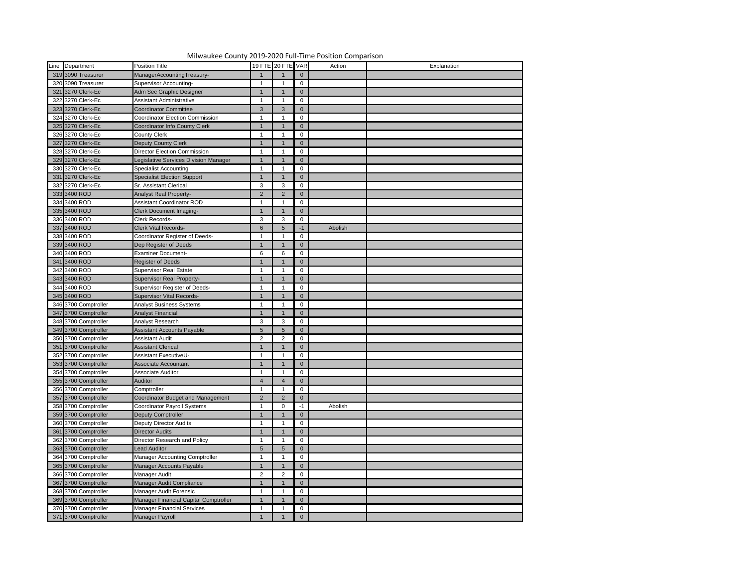# Milwaukee County 2019-2020 Full-Time Position Comparison

| Line | Department | Position Title | 19 FTE | 20 FTE | VAR | Action | Explanation |
|---|---|---|---|---|---|---|---|
| 319 | 3090 Treasurer | ManagerAccountingTreasury- | 1 | 1 | 0 | | |
| 320 | 3090 Treasurer | Supervisor Accounting- | 1 | 1 | 0 | | |
| 321 | 3270 Clerk-Ec | Adm Sec Graphic Designer | 1 | 1 | 0 | | |
| 322 | 3270 Clerk-Ec | Assistant Administrative | 1 | 1 | 0 | | |
| 323 | 3270 Clerk-Ec | Coordinator Committee | 3 | 3 | 0 | | |
| 324 | 3270 Clerk-Ec | Coordinator Election Commission | 1 | 1 | 0 | | |
| 325 | 3270 Clerk-Ec | Coordinator Info County Clerk | 1 | 1 | 0 | | |
| 326 | 3270 Clerk-Ec | County Clerk | 1 | 1 | 0 | | |
| 327 | 3270 Clerk-Ec | Deputy County Clerk | 1 | 1 | 0 | | |
| 328 | 3270 Clerk-Ec | Director Election Commission | 1 | 1 | 0 | | |
| 329 | 3270 Clerk-Ec | Legislative Services Division Manager | 1 | 1 | 0 | | |
| 330 | 3270 Clerk-Ec | Specialist Accounting | 1 | 1 | 0 | | |
| 331 | 3270 Clerk-Ec | Specialist Election Support | 1 | 1 | 0 | | |
| 332 | 3270 Clerk-Ec | Sr. Assistant Clerical | 3 | 3 | 0 | | |
| 333 | 3400 ROD | Analyst Real Property- | 2 | 2 | 0 | | |
| 334 | 3400 ROD | Assistant Coordinator ROD | 1 | 1 | 0 | | |
| 335 | 3400 ROD | Clerk Document Imaging- | 1 | 1 | 0 | | |
| 336 | 3400 ROD | Clerk Records- | 3 | 3 | 0 | | |
| 337 | 3400 ROD | Clerk Vital Records- | 6 | 5 | -1 | Abolish | |
| 338 | 3400 ROD | Coordinator Register of Deeds- | 1 | 1 | 0 | | |
| 339 | 3400 ROD | Dep Register of Deeds | 1 | 1 | 0 | | |
| 340 | 3400 ROD | Examiner Document- | 6 | 6 | 0 | | |
| 341 | 3400 ROD | Register of Deeds | 1 | 1 | 0 | | |
| 342 | 3400 ROD | Supervisor Real Estate | 1 | 1 | 0 | | |
| 343 | 3400 ROD | Supervisor Real Property- | 1 | 1 | 0 | | |
| 344 | 3400 ROD | Supervisor Register of Deeds- | 1 | 1 | 0 | | |
| 345 | 3400 ROD | Supervisor Vital Records- | 1 | 1 | 0 | | |
| 346 | 3700 Comptroller | Analyst Business Systems | 1 | 1 | 0 | | |
| 347 | 3700 Comptroller | Analyst Financial | 1 | 1 | 0 | | |
| 348 | 3700 Comptroller | Analyst Research | 3 | 3 | 0 | | |
| 349 | 3700 Comptroller | Assistant Accounts Payable | 5 | 5 | 0 | | |
| 350 | 3700 Comptroller | Assistant Audit | 2 | 2 | 0 | | |
| 351 | 3700 Comptroller | Assistant Clerical | 1 | 1 | 0 | | |
| 352 | 3700 Comptroller | Assistant ExecutiveU- | 1 | 1 | 0 | | |
| 353 | 3700 Comptroller | Associate Accountant | 1 | 1 | 0 | | |
| 354 | 3700 Comptroller | Associate Auditor | 1 | 1 | 0 | | |
| 355 | 3700 Comptroller | Auditor | 4 | 4 | 0 | | |
| 356 | 3700 Comptroller | Comptroller | 1 | 1 | 0 | | |
| 357 | 3700 Comptroller | Coordinator Budget and Management | 2 | 2 | 0 | | |
| 358 | 3700 Comptroller | Coordinator Payroll Systems | 1 | 0 | -1 | Abolish | |
| 359 | 3700 Comptroller | Deputy Comptroller | 1 | 1 | 0 | | |
| 360 | 3700 Comptroller | Deputy Director Audits | 1 | 1 | 0 | | |
| 361 | 3700 Comptroller | Director Audits | 1 | 1 | 0 | | |
| 362 | 3700 Comptroller | Director Research and Policy | 1 | 1 | 0 | | |
| 363 | 3700 Comptroller | Lead Auditor | 5 | 5 | 0 | | |
| 364 | 3700 Comptroller | Manager Accounting Comptroller | 1 | 1 | 0 | | |
| 365 | 3700 Comptroller | Manager Accounts Payable | 1 | 1 | 0 | | |
| 366 | 3700 Comptroller | Manager Audit | 2 | 2 | 0 | | |
| 367 | 3700 Comptroller | Manager Audit Compliance | 1 | 1 | 0 | | |
| 368 | 3700 Comptroller | Manager Audit Forensic | 1 | 1 | 0 | | |
| 369 | 3700 Comptroller | Manager Financial Capital Comptroller | 1 | 1 | 0 | | |
| 370 | 3700 Comptroller | Manager Financial Services | 1 | 1 | 0 | | |
| 371 | 3700 Comptroller | Manager Payroll | 1 | 1 | 0 | | |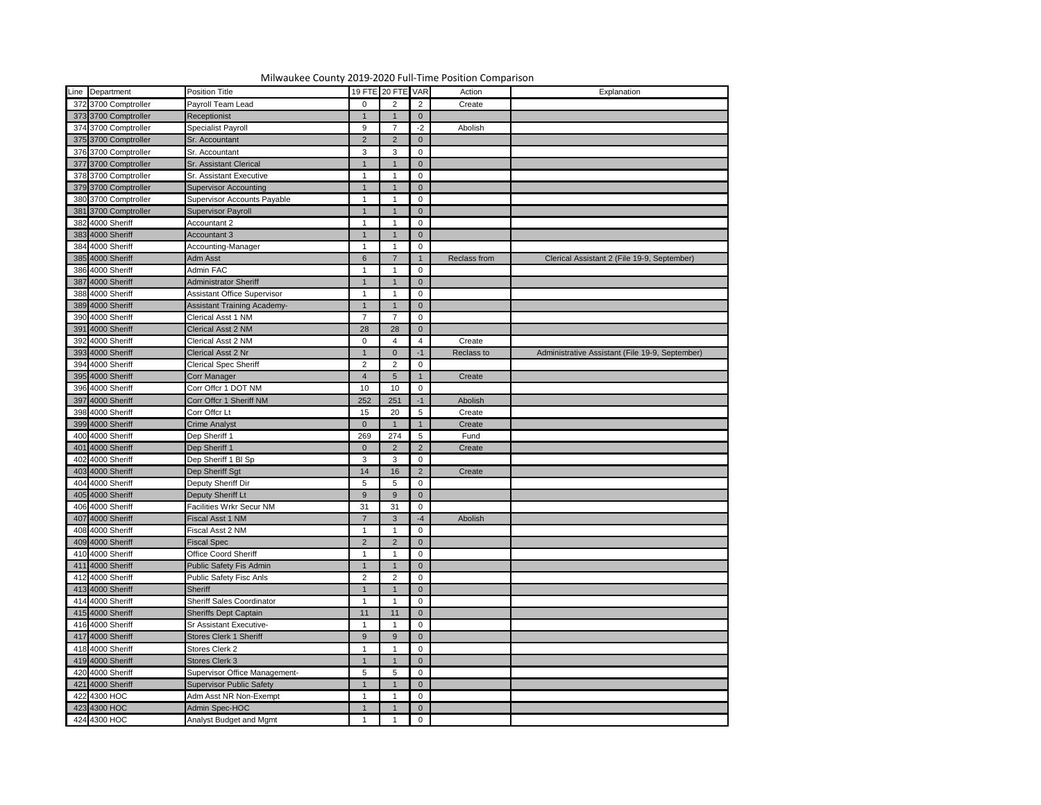Milwaukee County 2019-2020 Full-Time Position Comparison

| Line | Department | Position Title | 19 FTE | 20 FTE | VAR | Action | Explanation |
|---|---|---|---|---|---|---|---|
| 372 | 3700 Comptroller | Payroll Team Lead | 0 | 2 | 2 | Create | |
| 373 | 3700 Comptroller | Receptionist | 1 | 1 | 0 | | |
| 374 | 3700 Comptroller | Specialist Payroll | 9 | 7 | -2 | Abolish | |
| 375 | 3700 Comptroller | Sr. Accountant | 2 | 2 | 0 | | |
| 376 | 3700 Comptroller | Sr. Accountant | 3 | 3 | 0 | | |
| 377 | 3700 Comptroller | Sr. Assistant Clerical | 1 | 1 | 0 | | |
| 378 | 3700 Comptroller | Sr. Assistant Executive | 1 | 1 | 0 | | |
| 379 | 3700 Comptroller | Supervisor Accounting | 1 | 1 | 0 | | |
| 380 | 3700 Comptroller | Supervisor Accounts Payable | 1 | 1 | 0 | | |
| 381 | 3700 Comptroller | Supervisor Payroll | 1 | 1 | 0 | | |
| 382 | 4000 Sheriff | Accountant 2 | 1 | 1 | 0 | | |
| 383 | 4000 Sheriff | Accountant 3 | 1 | 1 | 0 | | |
| 384 | 4000 Sheriff | Accounting-Manager | 1 | 1 | 0 | | |
| 385 | 4000 Sheriff | Adm Asst | 6 | 7 | 1 | Reclass from | Clerical Assistant 2 (File 19-9, September) |
| 386 | 4000 Sheriff | Admin FAC | 1 | 1 | 0 | | |
| 387 | 4000 Sheriff | Administrator Sheriff | 1 | 1 | 0 | | |
| 388 | 4000 Sheriff | Assistant Office Supervisor | 1 | 1 | 0 | | |
| 389 | 4000 Sheriff | Assistant Training Academy- | 1 | 1 | 0 | | |
| 390 | 4000 Sheriff | Clerical Asst 1 NM | 7 | 7 | 0 | | |
| 391 | 4000 Sheriff | Clerical Asst 2 NM | 28 | 28 | 0 | | |
| 392 | 4000 Sheriff | Clerical Asst 2 NM | 0 | 4 | 4 | Create | |
| 393 | 4000 Sheriff | Clerical Asst 2 Nr | 1 | 0 | -1 | Reclass to | Administrative Assistant (File 19-9, September) |
| 394 | 4000 Sheriff | Clerical Spec Sheriff | 2 | 2 | 0 | | |
| 395 | 4000 Sheriff | Corr Manager | 4 | 5 | 1 | Create | |
| 396 | 4000 Sheriff | Corr Offcr 1 DOT NM | 10 | 10 | 0 | | |
| 397 | 4000 Sheriff | Corr Offcr 1 Sheriff NM | 252 | 251 | -1 | Abolish | |
| 398 | 4000 Sheriff | Corr Offcr Lt | 15 | 20 | 5 | Create | |
| 399 | 4000 Sheriff | Crime Analyst | 0 | 1 | 1 | Create | |
| 400 | 4000 Sheriff | Dep Sheriff 1 | 269 | 274 | 5 | Fund | |
| 401 | 4000 Sheriff | Dep Sheriff 1 | 0 | 2 | 2 | Create | |
| 402 | 4000 Sheriff | Dep Sheriff 1 Bl Sp | 3 | 3 | 0 | | |
| 403 | 4000 Sheriff | Dep Sheriff Sgt | 14 | 16 | 2 | Create | |
| 404 | 4000 Sheriff | Deputy Sheriff Dir | 5 | 5 | 0 | | |
| 405 | 4000 Sheriff | Deputy Sheriff Lt | 9 | 9 | 0 | | |
| 406 | 4000 Sheriff | Facilities Wrkr Secur NM | 31 | 31 | 0 | | |
| 407 | 4000 Sheriff | Fiscal Asst 1 NM | 7 | 3 | -4 | Abolish | |
| 408 | 4000 Sheriff | Fiscal Asst 2 NM | 1 | 1 | 0 | | |
| 409 | 4000 Sheriff | Fiscal Spec | 2 | 2 | 0 | | |
| 410 | 4000 Sheriff | Office Coord Sheriff | 1 | 1 | 0 | | |
| 411 | 4000 Sheriff | Public Safety Fis Admin | 1 | 1 | 0 | | |
| 412 | 4000 Sheriff | Public Safety Fisc Anls | 2 | 2 | 0 | | |
| 413 | 4000 Sheriff | Sheriff | 1 | 1 | 0 | | |
| 414 | 4000 Sheriff | Sheriff Sales Coordinator | 1 | 1 | 0 | | |
| 415 | 4000 Sheriff | Sheriffs Dept Captain | 11 | 11 | 0 | | |
| 416 | 4000 Sheriff | Sr Assistant Executive- | 1 | 1 | 0 | | |
| 417 | 4000 Sheriff | Stores Clerk 1 Sheriff | 9 | 9 | 0 | | |
| 418 | 4000 Sheriff | Stores Clerk 2 | 1 | 1 | 0 | | |
| 419 | 4000 Sheriff | Stores Clerk 3 | 1 | 1 | 0 | | |
| 420 | 4000 Sheriff | Supervisor Office Management- | 5 | 5 | 0 | | |
| 421 | 4000 Sheriff | Supervisor Public Safety | 1 | 1 | 0 | | |
| 422 | 4300 HOC | Adm Asst NR Non-Exempt | 1 | 1 | 0 | | |
| 423 | 4300 HOC | Admin Spec-HOC | 1 | 1 | 0 | | |
| 424 | 4300 HOC | Analyst Budget and Mgmt | 1 | 1 | 0 | | |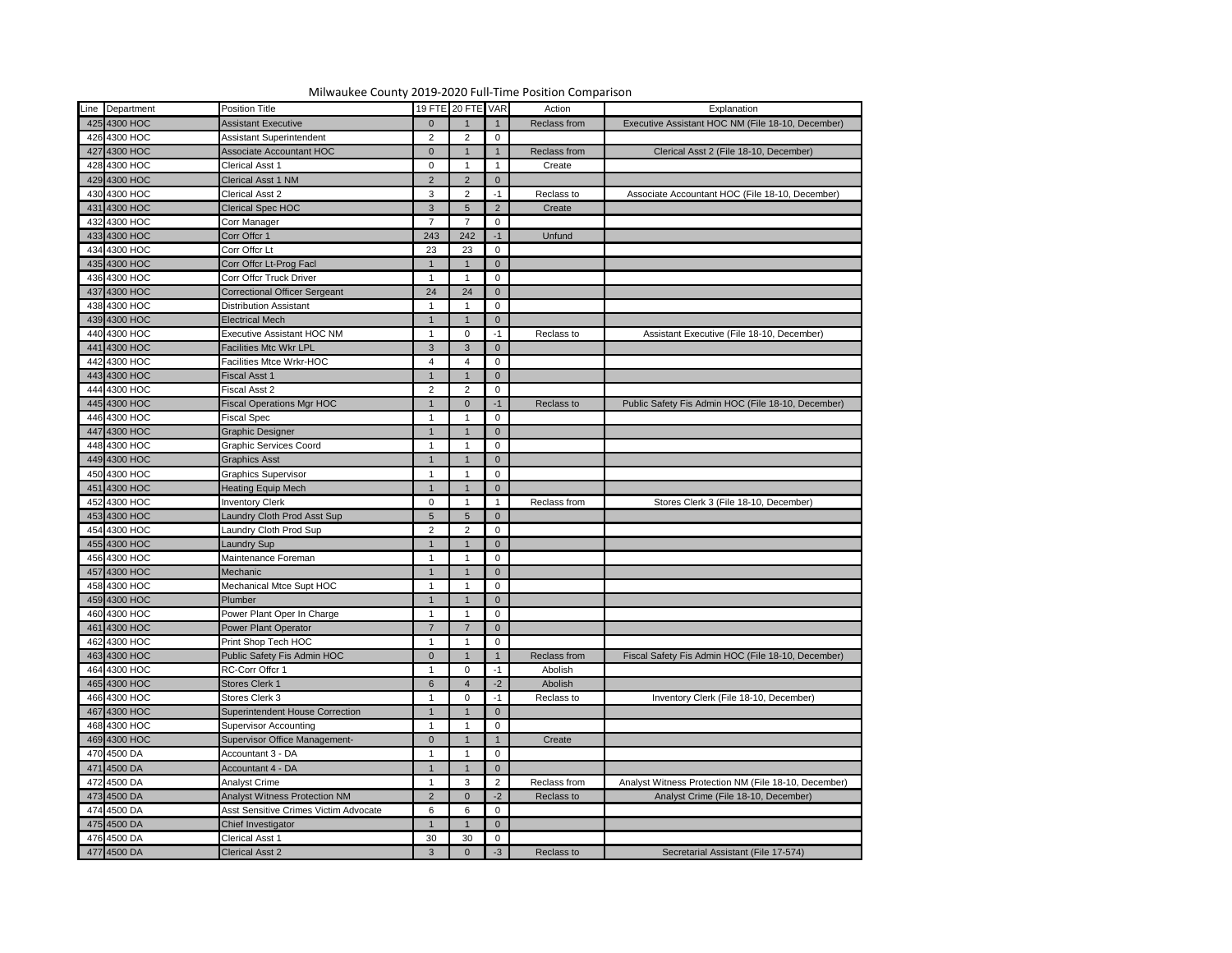# Milwaukee County 2019-2020 Full-Time Position Comparison

| Line | Department | Position Title | 19 FTE | 20 FTE | VAR | Action | Explanation |
|---|---|---|---|---|---|---|---|
| 425 | 4300 HOC | Assistant Executive | 0 | 1 | 1 | Reclass from | Executive Assistant HOC NM (File 18-10, December) |
| 426 | 4300 HOC | Assistant Superintendent | 2 | 2 | 0 | | |
| 427 | 4300 HOC | Associate Accountant HOC | 0 | 1 | 1 | Reclass from | Clerical Asst 2 (File 18-10, December) |
| 428 | 4300 HOC | Clerical Asst 1 | 0 | 1 | 1 | Create | |
| 429 | 4300 HOC | Clerical Asst 1 NM | 2 | 2 | 0 | | |
| 430 | 4300 HOC | Clerical Asst 2 | 3 | 2 | -1 | Reclass to | Associate Accountant HOC (File 18-10, December) |
| 431 | 4300 HOC | Clerical Spec HOC | 3 | 5 | 2 | Create | |
| 432 | 4300 HOC | Corr Manager | 7 | 7 | 0 | | |
| 433 | 4300 HOC | Corr Offcr 1 | 243 | 242 | -1 | Unfund | |
| 434 | 4300 HOC | Corr Offcr Lt | 23 | 23 | 0 | | |
| 435 | 4300 HOC | Corr Offcr Lt-Prog Facl | 1 | 1 | 0 | | |
| 436 | 4300 HOC | Corr Offcr Truck Driver | 1 | 1 | 0 | | |
| 437 | 4300 HOC | Correctional Officer Sergeant | 24 | 24 | 0 | | |
| 438 | 4300 HOC | Distribution Assistant | 1 | 1 | 0 | | |
| 439 | 4300 HOC | Electrical Mech | 1 | 1 | 0 | | |
| 440 | 4300 HOC | Executive Assistant HOC NM | 1 | 0 | -1 | Reclass to | Assistant Executive (File 18-10, December) |
| 441 | 4300 HOC | Facilities Mtc Wkr LPL | 3 | 3 | 0 | | |
| 442 | 4300 HOC | Facilities Mtce Wrkr-HOC | 4 | 4 | 0 | | |
| 443 | 4300 HOC | Fiscal Asst 1 | 1 | 1 | 0 | | |
| 444 | 4300 HOC | Fiscal Asst 2 | 2 | 2 | 0 | | |
| 445 | 4300 HOC | Fiscal Operations Mgr HOC | 1 | 0 | -1 | Reclass to | Public Safety Fis Admin HOC (File 18-10, December) |
| 446 | 4300 HOC | Fiscal Spec | 1 | 1 | 0 | | |
| 447 | 4300 HOC | Graphic Designer | 1 | 1 | 0 | | |
| 448 | 4300 HOC | Graphic Services Coord | 1 | 1 | 0 | | |
| 449 | 4300 HOC | Graphics Asst | 1 | 1 | 0 | | |
| 450 | 4300 HOC | Graphics Supervisor | 1 | 1 | 0 | | |
| 451 | 4300 HOC | Heating Equip Mech | 1 | 1 | 0 | | |
| 452 | 4300 HOC | Inventory Clerk | 0 | 1 | 1 | Reclass from | Stores Clerk 3 (File 18-10, December) |
| 453 | 4300 HOC | Laundry Cloth Prod Asst Sup | 5 | 5 | 0 | | |
| 454 | 4300 HOC | Laundry Cloth Prod Sup | 2 | 2 | 0 | | |
| 455 | 4300 HOC | Laundry Sup | 1 | 1 | 0 | | |
| 456 | 4300 HOC | Maintenance Foreman | 1 | 1 | 0 | | |
| 457 | 4300 HOC | Mechanic | 1 | 1 | 0 | | |
| 458 | 4300 HOC | Mechanical Mtce Supt HOC | 1 | 1 | 0 | | |
| 459 | 4300 HOC | Plumber | 1 | 1 | 0 | | |
| 460 | 4300 HOC | Power Plant Oper In Charge | 1 | 1 | 0 | | |
| 461 | 4300 HOC | Power Plant Operator | 7 | 7 | 0 | | |
| 462 | 4300 HOC | Print Shop Tech HOC | 1 | 1 | 0 | | |
| 463 | 4300 HOC | Public Safety Fis Admin HOC | 0 | 1 | 1 | Reclass from | Fiscal Safety Fis Admin HOC (File 18-10, December) |
| 464 | 4300 HOC | RC-Corr Offcr 1 | 1 | 0 | -1 | Abolish | |
| 465 | 4300 HOC | Stores Clerk 1 | 6 | 4 | -2 | Abolish | |
| 466 | 4300 HOC | Stores Clerk 3 | 1 | 0 | -1 | Reclass to | Inventory Clerk (File 18-10, December) |
| 467 | 4300 HOC | Superintendent House Correction | 1 | 1 | 0 | | |
| 468 | 4300 HOC | Supervisor Accounting | 1 | 1 | 0 | | |
| 469 | 4300 HOC | Supervisor Office Management- | 0 | 1 | 1 | Create | |
| 470 | 4500 DA | Accountant 3 - DA | 1 | 1 | 0 | | |
| 471 | 4500 DA | Accountant 4 - DA | 1 | 1 | 0 | | |
| 472 | 4500 DA | Analyst Crime | 1 | 3 | 2 | Reclass from | Analyst Witness Protection NM (File 18-10, December) |
| 473 | 4500 DA | Analyst Witness Protection NM | 2 | 0 | -2 | Reclass to | Analyst Crime (File 18-10, December) |
| 474 | 4500 DA | Asst Sensitive Crimes Victim Advocate | 6 | 6 | 0 | | |
| 475 | 4500 DA | Chief Investigator | 1 | 1 | 0 | | |
| 476 | 4500 DA | Clerical Asst 1 | 30 | 30 | 0 | | |
| 477 | 4500 DA | Clerical Asst 2 | 3 | 0 | -3 | Reclass to | Secretarial Assistant (File 17-574) |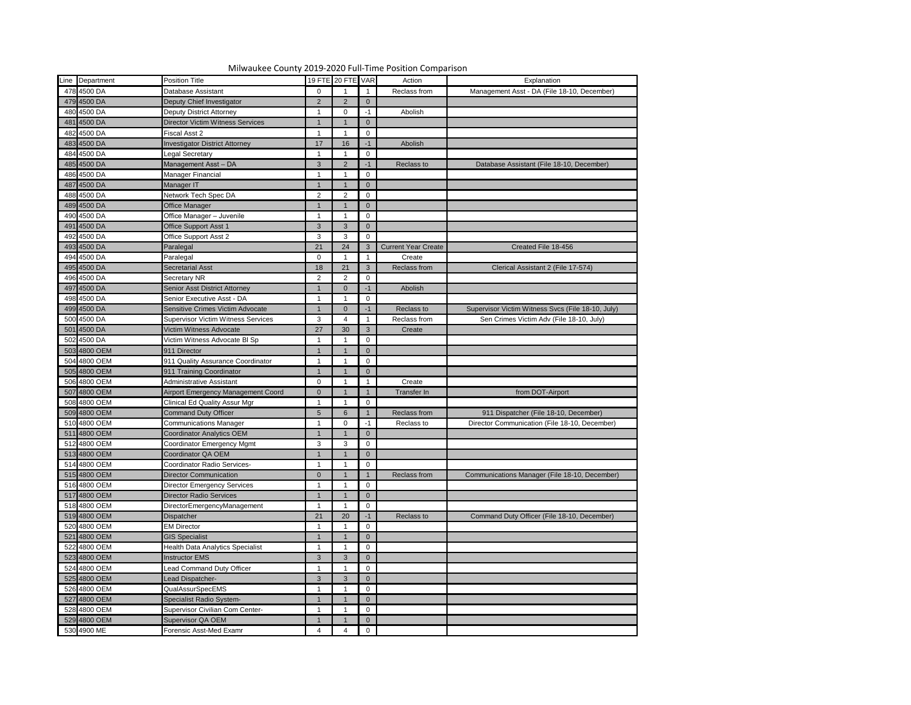# Milwaukee County 2019-2020 Full-Time Position Comparison

| Line | Department | Position Title | 19 FTE | 20 FTE | VAR | Action | Explanation |
|---|---|---|---|---|---|---|---|
| 478 | 4500 DA | Database Assistant | 0 | 1 | 1 | Reclass from | Management Asst - DA (File 18-10, December) |
| 479 | 4500 DA | Deputy Chief Investigator | 2 | 2 | 0 | | |
| 480 | 4500 DA | Deputy District Attorney | 1 | 0 | -1 | Abolish | |
| 481 | 4500 DA | Director Victim Witness Services | 1 | 1 | 0 | | |
| 482 | 4500 DA | Fiscal Asst 2 | 1 | 1 | 0 | | |
| 483 | 4500 DA | Investigator District Attorney | 17 | 16 | -1 | Abolish | |
| 484 | 4500 DA | Legal Secretary | 1 | 1 | 0 | | |
| 485 | 4500 DA | Management Asst – DA | 3 | 2 | -1 | Reclass to | Database Assistant (File 18-10, December) |
| 486 | 4500 DA | Manager Financial | 1 | 1 | 0 | | |
| 487 | 4500 DA | Manager IT | 1 | 1 | 0 | | |
| 488 | 4500 DA | Network Tech Spec DA | 2 | 2 | 0 | | |
| 489 | 4500 DA | Office Manager | 1 | 1 | 0 | | |
| 490 | 4500 DA | Office Manager – Juvenile | 1 | 1 | 0 | | |
| 491 | 4500 DA | Office Support Asst 1 | 3 | 3 | 0 | | |
| 492 | 4500 DA | Office Support Asst 2 | 3 | 3 | 0 | | |
| 493 | 4500 DA | Paralegal | 21 | 24 | 3 | Current Year Create | Created File 18-456 |
| 494 | 4500 DA | Paralegal | 0 | 1 | 1 | Create | |
| 495 | 4500 DA | Secretarial Asst | 18 | 21 | 3 | Reclass from | Clerical Assistant 2 (File 17-574) |
| 496 | 4500 DA | Secretary NR | 2 | 2 | 0 | | |
| 497 | 4500 DA | Senior Asst District Attorney | 1 | 0 | -1 | Abolish | |
| 498 | 4500 DA | Senior Executive Asst - DA | 1 | 1 | 0 | | |
| 499 | 4500 DA | Sensitive Crimes Victim Advocate | 1 | 0 | -1 | Reclass to | Supervisor Victim Witness Svcs (File 18-10, July) |
| 500 | 4500 DA | Supervisor Victim Witness Services | 3 | 4 | 1 | Reclass from | Sen Crimes Victim Adv (File 18-10, July) |
| 501 | 4500 DA | Victim Witness Advocate | 27 | 30 | 3 | Create | |
| 502 | 4500 DA | Victim Witness Advocate Bl Sp | 1 | 1 | 0 | | |
| 503 | 4800 OEM | 911 Director | 1 | 1 | 0 | | |
| 504 | 4800 OEM | 911 Quality Assurance Coordinator | 1 | 1 | 0 | | |
| 505 | 4800 OEM | 911 Training Coordinator | 1 | 1 | 0 | | |
| 506 | 4800 OEM | Administrative Assistant | 0 | 1 | 1 | Create | |
| 507 | 4800 OEM | Airport Emergency Management Coord | 0 | 1 | 1 | Transfer In | from DOT-Airport |
| 508 | 4800 OEM | Clinical Ed Quality Assur Mgr | 1 | 1 | 0 | | |
| 509 | 4800 OEM | Command Duty Officer | 5 | 6 | 1 | Reclass from | 911 Dispatcher (File 18-10, December) |
| 510 | 4800 OEM | Communications Manager | 1 | 0 | -1 | Reclass to | Director Communication (File 18-10, December) |
| 511 | 4800 OEM | Coordinator Analytics OEM | 1 | 1 | 0 | | |
| 512 | 4800 OEM | Coordinator Emergency Mgmt | 3 | 3 | 0 | | |
| 513 | 4800 OEM | Coordinator QA OEM | 1 | 1 | 0 | | |
| 514 | 4800 OEM | Coordinator Radio Services- | 1 | 1 | 0 | | |
| 515 | 4800 OEM | Director Communication | 0 | 1 | 1 | Reclass from | Communications Manager (File 18-10, December) |
| 516 | 4800 OEM | Director Emergency Services | 1 | 1 | 0 | | |
| 517 | 4800 OEM | Director Radio Services | 1 | 1 | 0 | | |
| 518 | 4800 OEM | DirectorEmergencyManagement | 1 | 1 | 0 | | |
| 519 | 4800 OEM | Dispatcher | 21 | 20 | -1 | Reclass to | Command Duty Officer (File 18-10, December) |
| 520 | 4800 OEM | EM Director | 1 | 1 | 0 | | |
| 521 | 4800 OEM | GIS Specialist | 1 | 1 | 0 | | |
| 522 | 4800 OEM | Health Data Analytics Specialist | 1 | 1 | 0 | | |
| 523 | 4800 OEM | Instructor EMS | 3 | 3 | 0 | | |
| 524 | 4800 OEM | Lead Command Duty Officer | 1 | 1 | 0 | | |
| 525 | 4800 OEM | Lead Dispatcher- | 3 | 3 | 0 | | |
| 526 | 4800 OEM | QualAssurSpecEMS | 1 | 1 | 0 | | |
| 527 | 4800 OEM | Specialist Radio System- | 1 | 1 | 0 | | |
| 528 | 4800 OEM | Supervisor Civilian Com Center- | 1 | 1 | 0 | | |
| 529 | 4800 OEM | Supervisor QA OEM | 1 | 1 | 0 | | |
| 530 | 4900 ME | Forensic Asst-Med Examr | 4 | 4 | 0 | | |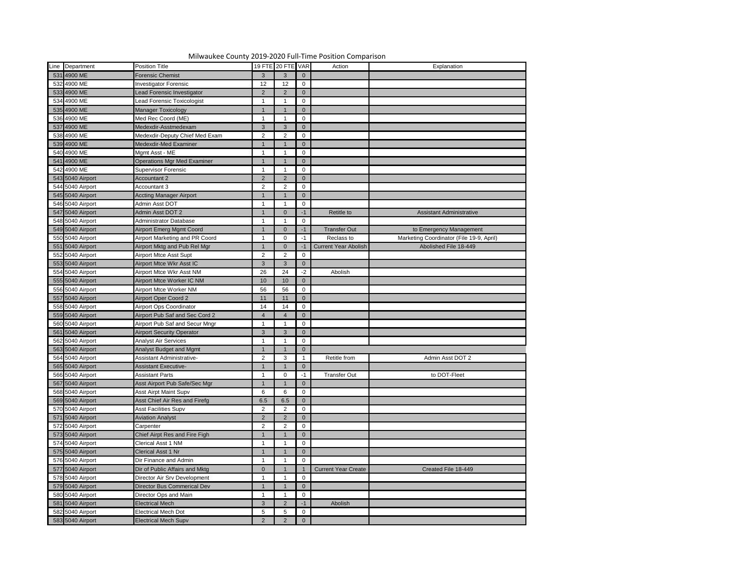# Milwaukee County 2019-2020 Full-Time Position Comparison

| Line | Department | Position Title | 19 FTE | 20 FTE | VAR | Action | Explanation |
|---|---|---|---|---|---|---|---|
| 531 | 4900 ME | Forensic Chemist | 3 | 3 | 0 | | |
| 532 | 4900 ME | Investigator Forensic | 12 | 12 | 0 | | |
| 533 | 4900 ME | Lead Forensic Investigator | 2 | 2 | 0 | | |
| 534 | 4900 ME | Lead Forensic Toxicologist | 1 | 1 | 0 | | |
| 535 | 4900 ME | Manager Toxicology | 1 | 1 | 0 | | |
| 536 | 4900 ME | Med Rec Coord (ME) | 1 | 1 | 0 | | |
| 537 | 4900 ME | Medexdir-Asstmedexam | 3 | 3 | 0 | | |
| 538 | 4900 ME | Medexdir-Deputy Chief Med Exam | 2 | 2 | 0 | | |
| 539 | 4900 ME | Medexdir-Med Examiner | 1 | 1 | 0 | | |
| 540 | 4900 ME | Mgmt Asst - ME | 1 | 1 | 0 | | |
| 541 | 4900 ME | Operations Mgr Med Examiner | 1 | 1 | 0 | | |
| 542 | 4900 ME | Supervisor Forensic | 1 | 1 | 0 | | |
| 543 | 5040 Airport | Accountant 2 | 2 | 2 | 0 | | |
| 544 | 5040 Airport | Accountant 3 | 2 | 2 | 0 | | |
| 545 | 5040 Airport | Accting Manager Airport | 1 | 1 | 0 | | |
| 546 | 5040 Airport | Admin Asst DOT | 1 | 1 | 0 | | |
| 547 | 5040 Airport | Admin Asst DOT 2 | 1 | 0 | -1 | Retitle to | Assistant Administrative |
| 548 | 5040 Airport | Administrator Database | 1 | 1 | 0 | | |
| 549 | 5040 Airport | Airport Emerg Mgmt Coord | 1 | 0 | -1 | Transfer Out | to Emergency Management |
| 550 | 5040 Airport | Airport Marketing and PR Coord | 1 | 0 | -1 | Reclass to | Marketing Coordinator (File 19-9, April) |
| 551 | 5040 Airport | Airport Mktg and Pub Rel Mgr | 1 | 0 | -1 | Current Year Abolish | Abolished File 18-449 |
| 552 | 5040 Airport | Airport Mtce Asst Supt | 2 | 2 | 0 | | |
| 553 | 5040 Airport | Airport Mtce Wkr Asst IC | 3 | 3 | 0 | | |
| 554 | 5040 Airport | Airport Mtce Wkr Asst NM | 26 | 24 | -2 | Abolish | |
| 555 | 5040 Airport | Airport Mtce Worker IC NM | 10 | 10 | 0 | | |
| 556 | 5040 Airport | Airport Mtce Worker NM | 56 | 56 | 0 | | |
| 557 | 5040 Airport | Airport Oper Coord 2 | 11 | 11 | 0 | | |
| 558 | 5040 Airport | Airport Ops Coordinator | 14 | 14 | 0 | | |
| 559 | 5040 Airport | Airport Pub Saf and Sec Cord 2 | 4 | 4 | 0 | | |
| 560 | 5040 Airport | Airport Pub Saf and Secur Mngr | 1 | 1 | 0 | | |
| 561 | 5040 Airport | Airport Security Operator | 3 | 3 | 0 | | |
| 562 | 5040 Airport | Analyst Air Services | 1 | 1 | 0 | | |
| 563 | 5040 Airport | Analyst Budget and Mgmt | 1 | 1 | 0 | | |
| 564 | 5040 Airport | Assistant Administrative- | 2 | 3 | 1 | Retitle from | Admin Asst DOT 2 |
| 565 | 5040 Airport | Assistant Executive- | 1 | 1 | 0 | | |
| 566 | 5040 Airport | Assistant Parts | 1 | 0 | -1 | Transfer Out | to DOT-Fleet |
| 567 | 5040 Airport | Asst Airport Pub Safe/Sec Mgr | 1 | 1 | 0 | | |
| 568 | 5040 Airport | Asst Airpt Maint Supv | 6 | 6 | 0 | | |
| 569 | 5040 Airport | Asst Chief Air Res and Firefg | 6.5 | 6.5 | 0 | | |
| 570 | 5040 Airport | Asst Facilities Supv | 2 | 2 | 0 | | |
| 571 | 5040 Airport | Aviation Analyst | 2 | 2 | 0 | | |
| 572 | 5040 Airport | Carpenter | 2 | 2 | 0 | | |
| 573 | 5040 Airport | Chief Airpt Res and Fire Figh | 1 | 1 | 0 | | |
| 574 | 5040 Airport | Clerical Asst 1 NM | 1 | 1 | 0 | | |
| 575 | 5040 Airport | Clerical Asst 1 Nr | 1 | 1 | 0 | | |
| 576 | 5040 Airport | Dir Finance and Admin | 1 | 1 | 0 | | |
| 577 | 5040 Airport | Dir of Public Affairs and Mktg | 0 | 1 | 1 | Current Year Create | Created File 18-449 |
| 578 | 5040 Airport | Director Air Srv Development | 1 | 1 | 0 | | |
| 579 | 5040 Airport | Director Bus Commerical Dev | 1 | 1 | 0 | | |
| 580 | 5040 Airport | Director Ops and Main | 1 | 1 | 0 | | |
| 581 | 5040 Airport | Electrical Mech | 3 | 2 | -1 | Abolish | |
| 582 | 5040 Airport | Electrical Mech Dot | 5 | 5 | 0 | | |
| 583 | 5040 Airport | Electrical Mech Supv | 2 | 2 | 0 | | |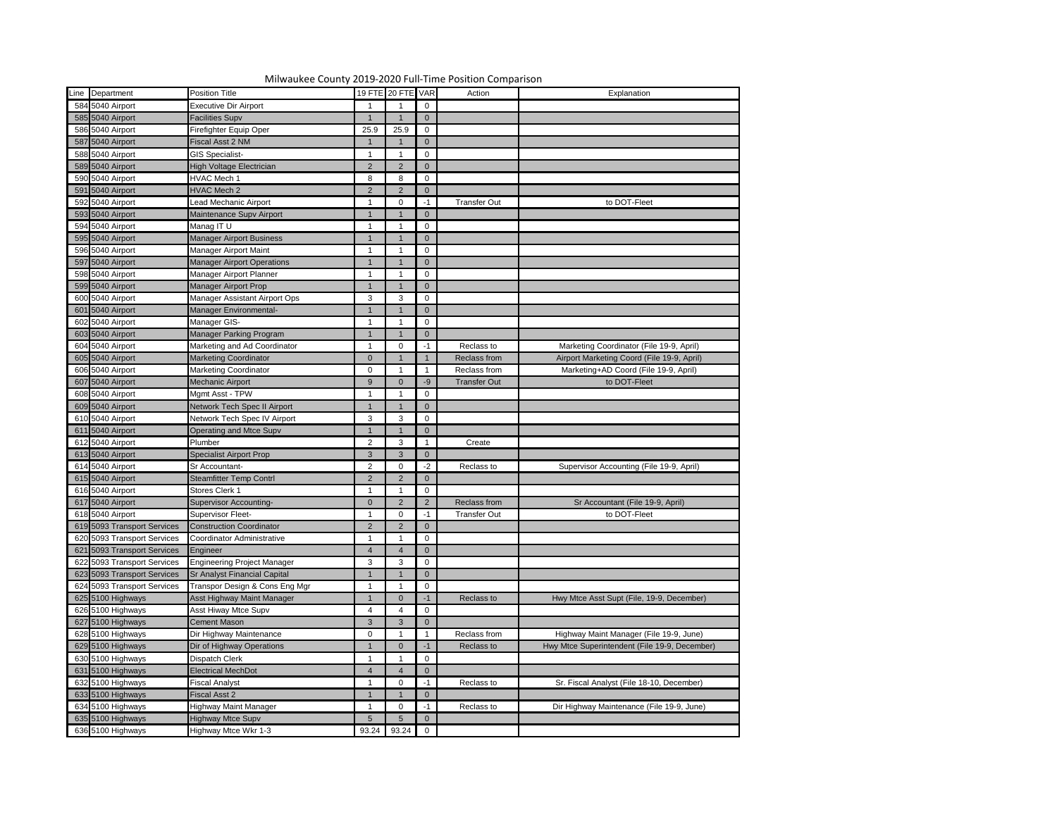Milwaukee County 2019-2020 Full-Time Position Comparison

| Line | Department | Position Title | 19 FTE | 20 FTE | VAR | Action | Explanation |
|---|---|---|---|---|---|---|---|
| 584 | 5040 Airport | Executive Dir Airport | 1 | 1 | 0 | | |
| 585 | 5040 Airport | Facilities Supv | 1 | 1 | 0 | | |
| 586 | 5040 Airport | Firefighter Equip Oper | 25.9 | 25.9 | 0 | | |
| 587 | 5040 Airport | Fiscal Asst 2 NM | 1 | 1 | 0 | | |
| 588 | 5040 Airport | GIS Specialist- | 1 | 1 | 0 | | |
| 589 | 5040 Airport | High Voltage Electrician | 2 | 2 | 0 | | |
| 590 | 5040 Airport | HVAC Mech 1 | 8 | 8 | 0 | | |
| 591 | 5040 Airport | HVAC Mech 2 | 2 | 2 | 0 | | |
| 592 | 5040 Airport | Lead Mechanic Airport | 1 | 0 | -1 | Transfer Out | to DOT-Fleet |
| 593 | 5040 Airport | Maintenance Supv Airport | 1 | 1 | 0 | | |
| 594 | 5040 Airport | Manag IT U | 1 | 1 | 0 | | |
| 595 | 5040 Airport | Manager Airport Business | 1 | 1 | 0 | | |
| 596 | 5040 Airport | Manager Airport Maint | 1 | 1 | 0 | | |
| 597 | 5040 Airport | Manager Airport Operations | 1 | 1 | 0 | | |
| 598 | 5040 Airport | Manager Airport Planner | 1 | 1 | 0 | | |
| 599 | 5040 Airport | Manager Airport Prop | 1 | 1 | 0 | | |
| 600 | 5040 Airport | Manager Assistant Airport Ops | 3 | 3 | 0 | | |
| 601 | 5040 Airport | Manager Environmental- | 1 | 1 | 0 | | |
| 602 | 5040 Airport | Manager GIS- | 1 | 1 | 0 | | |
| 603 | 5040 Airport | Manager Parking Program | 1 | 1 | 0 | | |
| 604 | 5040 Airport | Marketing and Ad Coordinator | 1 | 0 | -1 | Reclass to | Marketing Coordinator (File 19-9, April) |
| 605 | 5040 Airport | Marketing Coordinator | 0 | 1 | 1 | Reclass from | Airport Marketing Coord (File 19-9, April) |
| 606 | 5040 Airport | Marketing Coordinator | 0 | 1 | 1 | Reclass from | Marketing+AD Coord (File 19-9, April) |
| 607 | 5040 Airport | Mechanic Airport | 9 | 0 | -9 | Transfer Out | to DOT-Fleet |
| 608 | 5040 Airport | Mgmt Asst - TPW | 1 | 1 | 0 | | |
| 609 | 5040 Airport | Network Tech Spec II Airport | 1 | 1 | 0 | | |
| 610 | 5040 Airport | Network Tech Spec IV Airport | 3 | 3 | 0 | | |
| 611 | 5040 Airport | Operating and Mtce Supv | 1 | 1 | 0 | | |
| 612 | 5040 Airport | Plumber | 2 | 3 | 1 | Create | |
| 613 | 5040 Airport | Specialist Airport Prop | 3 | 3 | 0 | | |
| 614 | 5040 Airport | Sr Accountant- | 2 | 0 | -2 | Reclass to | Supervisor Accounting (File 19-9, April) |
| 615 | 5040 Airport | Steamfitter Temp Contrl | 2 | 2 | 0 | | |
| 616 | 5040 Airport | Stores Clerk 1 | 1 | 1 | 0 | | |
| 617 | 5040 Airport | Supervisor Accounting- | 0 | 2 | 2 | Reclass from | Sr Accountant (File 19-9, April) |
| 618 | 5040 Airport | Supervisor Fleet- | 1 | 0 | -1 | Transfer Out | to DOT-Fleet |
| 619 | 5093 Transport Services | Construction Coordinator | 2 | 2 | 0 | | |
| 620 | 5093 Transport Services | Coordinator Administrative | 1 | 1 | 0 | | |
| 621 | 5093 Transport Services | Engineer | 4 | 4 | 0 | | |
| 622 | 5093 Transport Services | Engineering Project Manager | 3 | 3 | 0 | | |
| 623 | 5093 Transport Services | Sr Analyst Financial Capital | 1 | 1 | 0 | | |
| 624 | 5093 Transport Services | Transpor Design & Cons Eng Mgr | 1 | 1 | 0 | | |
| 625 | 5100 Highways | Asst Highway Maint Manager | 1 | 0 | -1 | Reclass to | Hwy Mtce Asst Supt (File, 19-9, December) |
| 626 | 5100 Highways | Asst Hiway Mtce Supv | 4 | 4 | 0 | | |
| 627 | 5100 Highways | Cement Mason | 3 | 3 | 0 | | |
| 628 | 5100 Highways | Dir Highway Maintenance | 0 | 1 | 1 | Reclass from | Highway Maint Manager (File 19-9, June) |
| 629 | 5100 Highways | Dir of Highway Operations | 1 | 0 | -1 | Reclass to | Hwy Mtce Superintendent (File 19-9, December) |
| 630 | 5100 Highways | Dispatch Clerk | 1 | 1 | 0 | | |
| 631 | 5100 Highways | Electrical MechDot | 4 | 4 | 0 | | |
| 632 | 5100 Highways | Fiscal Analyst | 1 | 0 | -1 | Reclass to | Sr. Fiscal Analyst (File 18-10, December) |
| 633 | 5100 Highways | Fiscal Asst 2 | 1 | 1 | 0 | | |
| 634 | 5100 Highways | Highway Maint Manager | 1 | 0 | -1 | Reclass to | Dir Highway Maintenance (File 19-9, June) |
| 635 | 5100 Highways | Highway Mtce Supv | 5 | 5 | 0 | | |
| 636 | 5100 Highways | Highway Mtce Wkr 1-3 | 93.24 | 93.24 | 0 | | |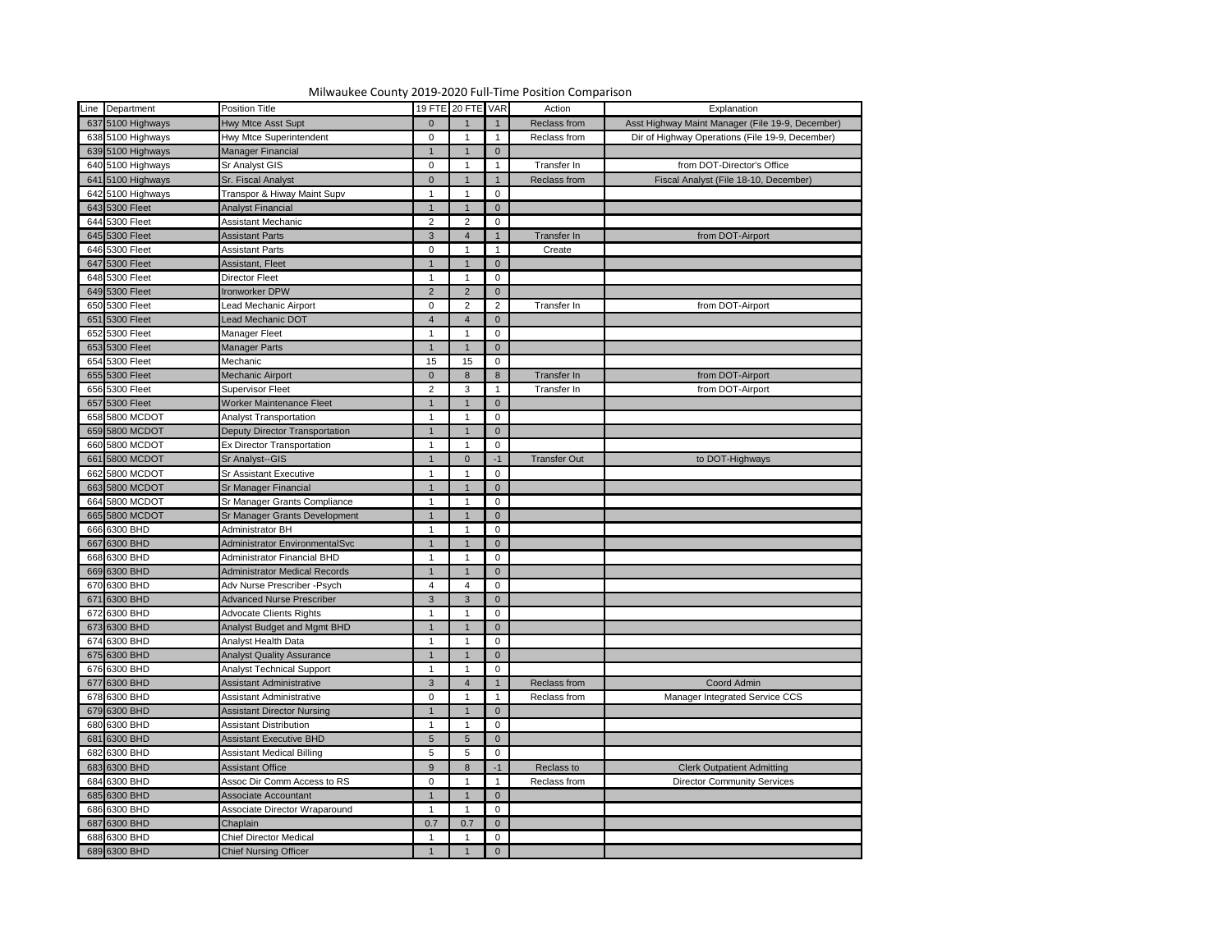# Milwaukee County 2019-2020 Full-Time Position Comparison

| Line | Department | Position Title | 19 FTE | 20 FTE | VAR | Action | Explanation |
|---|---|---|---|---|---|---|---|
| 637 | 5100 Highways | Hwy Mtce Asst Supt | 0 | 1 | 1 | Reclass from | Asst Highway Maint Manager (File 19-9, December) |
| 638 | 5100 Highways | Hwy Mtce Superintendent | 0 | 1 | 1 | Reclass from | Dir of Highway Operations (File 19-9, December) |
| 639 | 5100 Highways | Manager Financial | 1 | 1 | 0 | | |
| 640 | 5100 Highways | Sr Analyst GIS | 0 | 1 | 1 | Transfer In | from DOT-Director's Office |
| 641 | 5100 Highways | Sr. Fiscal Analyst | 0 | 1 | 1 | Reclass from | Fiscal Analyst (File 18-10, December) |
| 642 | 5100 Highways | Transpor & Hiway Maint Supv | 1 | 1 | 0 | | |
| 643 | 5300 Fleet | Analyst Financial | 1 | 1 | 0 | | |
| 644 | 5300 Fleet | Assistant Mechanic | 2 | 2 | 0 | | |
| 645 | 5300 Fleet | Assistant Parts | 3 | 4 | 1 | Transfer In | from DOT-Airport |
| 646 | 5300 Fleet | Assistant Parts | 0 | 1 | 1 | Create | |
| 647 | 5300 Fleet | Assistant, Fleet | 1 | 1 | 0 | | |
| 648 | 5300 Fleet | Director Fleet | 1 | 1 | 0 | | |
| 649 | 5300 Fleet | Ironworker DPW | 2 | 2 | 0 | | |
| 650 | 5300 Fleet | Lead Mechanic Airport | 0 | 2 | 2 | Transfer In | from DOT-Airport |
| 651 | 5300 Fleet | Lead Mechanic DOT | 4 | 4 | 0 | | |
| 652 | 5300 Fleet | Manager Fleet | 1 | 1 | 0 | | |
| 653 | 5300 Fleet | Manager Parts | 1 | 1 | 0 | | |
| 654 | 5300 Fleet | Mechanic | 15 | 15 | 0 | | |
| 655 | 5300 Fleet | Mechanic Airport | 0 | 8 | 8 | Transfer In | from DOT-Airport |
| 656 | 5300 Fleet | Supervisor Fleet | 2 | 3 | 1 | Transfer In | from DOT-Airport |
| 657 | 5300 Fleet | Worker Maintenance Fleet | 1 | 1 | 0 | | |
| 658 | 5800 MCDOT | Analyst Transportation | 1 | 1 | 0 | | |
| 659 | 5800 MCDOT | Deputy Director Transportation | 1 | 1 | 0 | | |
| 660 | 5800 MCDOT | Ex Director Transportation | 1 | 1 | 0 | | |
| 661 | 5800 MCDOT | Sr Analyst--GIS | 1 | 0 | -1 | Transfer Out | to DOT-Highways |
| 662 | 5800 MCDOT | Sr Assistant Executive | 1 | 1 | 0 | | |
| 663 | 5800 MCDOT | Sr Manager Financial | 1 | 1 | 0 | | |
| 664 | 5800 MCDOT | Sr Manager Grants Compliance | 1 | 1 | 0 | | |
| 665 | 5800 MCDOT | Sr Manager Grants Development | 1 | 1 | 0 | | |
| 666 | 6300 BHD | Administrator BH | 1 | 1 | 0 | | |
| 667 | 6300 BHD | Administrator EnvironmentalSvc | 1 | 1 | 0 | | |
| 668 | 6300 BHD | Administrator Financial BHD | 1 | 1 | 0 | | |
| 669 | 6300 BHD | Administrator Medical Records | 1 | 1 | 0 | | |
| 670 | 6300 BHD | Adv Nurse Prescriber -Psych | 4 | 4 | 0 | | |
| 671 | 6300 BHD | Advanced Nurse Prescriber | 3 | 3 | 0 | | |
| 672 | 6300 BHD | Advocate Clients Rights | 1 | 1 | 0 | | |
| 673 | 6300 BHD | Analyst Budget and Mgmt BHD | 1 | 1 | 0 | | |
| 674 | 6300 BHD | Analyst Health Data | 1 | 1 | 0 | | |
| 675 | 6300 BHD | Analyst Quality Assurance | 1 | 1 | 0 | | |
| 676 | 6300 BHD | Analyst Technical Support | 1 | 1 | 0 | | |
| 677 | 6300 BHD | Assistant Administrative | 3 | 4 | 1 | Reclass from | Coord Admin |
| 678 | 6300 BHD | Assistant Administrative | 0 | 1 | 1 | Reclass from | Manager Integrated Service CCS |
| 679 | 6300 BHD | Assistant Director Nursing | 1 | 1 | 0 | | |
| 680 | 6300 BHD | Assistant Distribution | 1 | 1 | 0 | | |
| 681 | 6300 BHD | Assistant Executive BHD | 5 | 5 | 0 | | |
| 682 | 6300 BHD | Assistant Medical Billing | 5 | 5 | 0 | | |
| 683 | 6300 BHD | Assistant Office | 9 | 8 | -1 | Reclass to | Clerk Outpatient Admitting |
| 684 | 6300 BHD | Assoc Dir Comm Access to RS | 0 | 1 | 1 | Reclass from | Director Community Services |
| 685 | 6300 BHD | Associate Accountant | 1 | 1 | 0 | | |
| 686 | 6300 BHD | Associate Director Wraparound | 1 | 1 | 0 | | |
| 687 | 6300 BHD | Chaplain | 0.7 | 0.7 | 0 | | |
| 688 | 6300 BHD | Chief Director Medical | 1 | 1 | 0 | | |
| 689 | 6300 BHD | Chief Nursing Officer | 1 | 1 | 0 | | |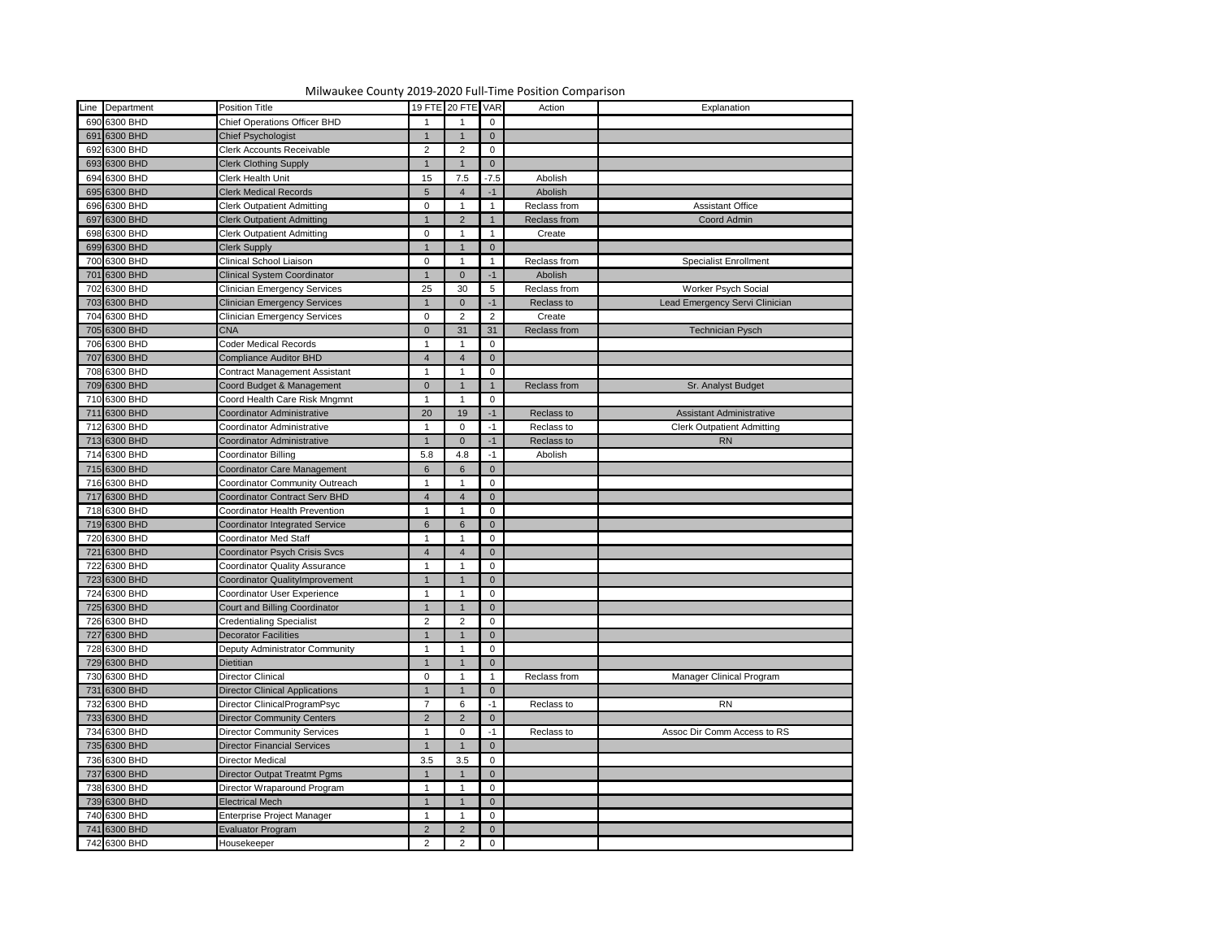# Milwaukee County 2019-2020 Full-Time Position Comparison

| Line | Department | Position Title | 19 FTE | 20 FTE | VAR | Action | Explanation |
|---|---|---|---|---|---|---|---|
| 690 | 6300 BHD | Chief Operations Officer BHD | 1 | 1 | 0 | | |
| 691 | 6300 BHD | Chief Psychologist | 1 | 1 | 0 | | |
| 692 | 6300 BHD | Clerk Accounts Receivable | 2 | 2 | 0 | | |
| 693 | 6300 BHD | Clerk Clothing Supply | 1 | 1 | 0 | | |
| 694 | 6300 BHD | Clerk Health Unit | 15 | 7.5 | -7.5 | Abolish | |
| 695 | 6300 BHD | Clerk Medical Records | 5 | 4 | -1 | Abolish | |
| 696 | 6300 BHD | Clerk Outpatient Admitting | 0 | 1 | 1 | Reclass from | Assistant Office |
| 697 | 6300 BHD | Clerk Outpatient Admitting | 1 | 2 | 1 | Reclass from | Coord Admin |
| 698 | 6300 BHD | Clerk Outpatient Admitting | 0 | 1 | 1 | Create | |
| 699 | 6300 BHD | Clerk Supply | 1 | 1 | 0 | | |
| 700 | 6300 BHD | Clinical School Liaison | 0 | 1 | 1 | Reclass from | Specialist Enrollment |
| 701 | 6300 BHD | Clinical System Coordinator | 1 | 0 | -1 | Abolish | |
| 702 | 6300 BHD | Clinician Emergency Services | 25 | 30 | 5 | Reclass from | Worker Psych Social |
| 703 | 6300 BHD | Clinician Emergency Services | 1 | 0 | -1 | Reclass to | Lead Emergency Servi Clinician |
| 704 | 6300 BHD | Clinician Emergency Services | 0 | 2 | 2 | Create | |
| 705 | 6300 BHD | CNA | 0 | 31 | 31 | Reclass from | Technician Pysch |
| 706 | 6300 BHD | Coder Medical Records | 1 | 1 | 0 | | |
| 707 | 6300 BHD | Compliance Auditor BHD | 4 | 4 | 0 | | |
| 708 | 6300 BHD | Contract Management Assistant | 1 | 1 | 0 | | |
| 709 | 6300 BHD | Coord Budget & Management | 0 | 1 | 1 | Reclass from | Sr. Analyst Budget |
| 710 | 6300 BHD | Coord Health Care Risk Mngmnt | 1 | 1 | 0 | | |
| 711 | 6300 BHD | Coordinator Administrative | 20 | 19 | -1 | Reclass to | Assistant Administrative |
| 712 | 6300 BHD | Coordinator Administrative | 1 | 0 | -1 | Reclass to | Clerk Outpatient Admitting |
| 713 | 6300 BHD | Coordinator Administrative | 1 | 0 | -1 | Reclass to | RN |
| 714 | 6300 BHD | Coordinator Billing | 5.8 | 4.8 | -1 | Abolish | |
| 715 | 6300 BHD | Coordinator Care Management | 6 | 6 | 0 | | |
| 716 | 6300 BHD | Coordinator Community Outreach | 1 | 1 | 0 | | |
| 717 | 6300 BHD | Coordinator Contract Serv BHD | 4 | 4 | 0 | | |
| 718 | 6300 BHD | Coordinator Health Prevention | 1 | 1 | 0 | | |
| 719 | 6300 BHD | Coordinator Integrated Service | 6 | 6 | 0 | | |
| 720 | 6300 BHD | Coordinator Med Staff | 1 | 1 | 0 | | |
| 721 | 6300 BHD | Coordinator Psych Crisis Svcs | 4 | 4 | 0 | | |
| 722 | 6300 BHD | Coordinator Quality Assurance | 1 | 1 | 0 | | |
| 723 | 6300 BHD | Coordinator QualityImprovement | 1 | 1 | 0 | | |
| 724 | 6300 BHD | Coordinator User Experience | 1 | 1 | 0 | | |
| 725 | 6300 BHD | Court and Billing Coordinator | 1 | 1 | 0 | | |
| 726 | 6300 BHD | Credentialing Specialist | 2 | 2 | 0 | | |
| 727 | 6300 BHD | Decorator Facilities | 1 | 1 | 0 | | |
| 728 | 6300 BHD | Deputy Administrator Community | 1 | 1 | 0 | | |
| 729 | 6300 BHD | Dietitian | 1 | 1 | 0 | | |
| 730 | 6300 BHD | Director Clinical | 0 | 1 | 1 | Reclass from | Manager Clinical Program |
| 731 | 6300 BHD | Director Clinical Applications | 1 | 1 | 0 | | |
| 732 | 6300 BHD | Director ClinicalProgramPsyc | 7 | 6 | -1 | Reclass to | RN |
| 733 | 6300 BHD | Director Community Centers | 2 | 2 | 0 | | |
| 734 | 6300 BHD | Director Community Services | 1 | 0 | -1 | Reclass to | Assoc Dir Comm Access to RS |
| 735 | 6300 BHD | Director Financial Services | 1 | 1 | 0 | | |
| 736 | 6300 BHD | Director Medical | 3.5 | 3.5 | 0 | | |
| 737 | 6300 BHD | Director Outpat Treatmt Pgms | 1 | 1 | 0 | | |
| 738 | 6300 BHD | Director Wraparound Program | 1 | 1 | 0 | | |
| 739 | 6300 BHD | Electrical Mech | 1 | 1 | 0 | | |
| 740 | 6300 BHD | Enterprise Project Manager | 1 | 1 | 0 | | |
| 741 | 6300 BHD | Evaluator Program | 2 | 2 | 0 | | |
| 742 | 6300 BHD | Housekeeper | 2 | 2 | 0 | | |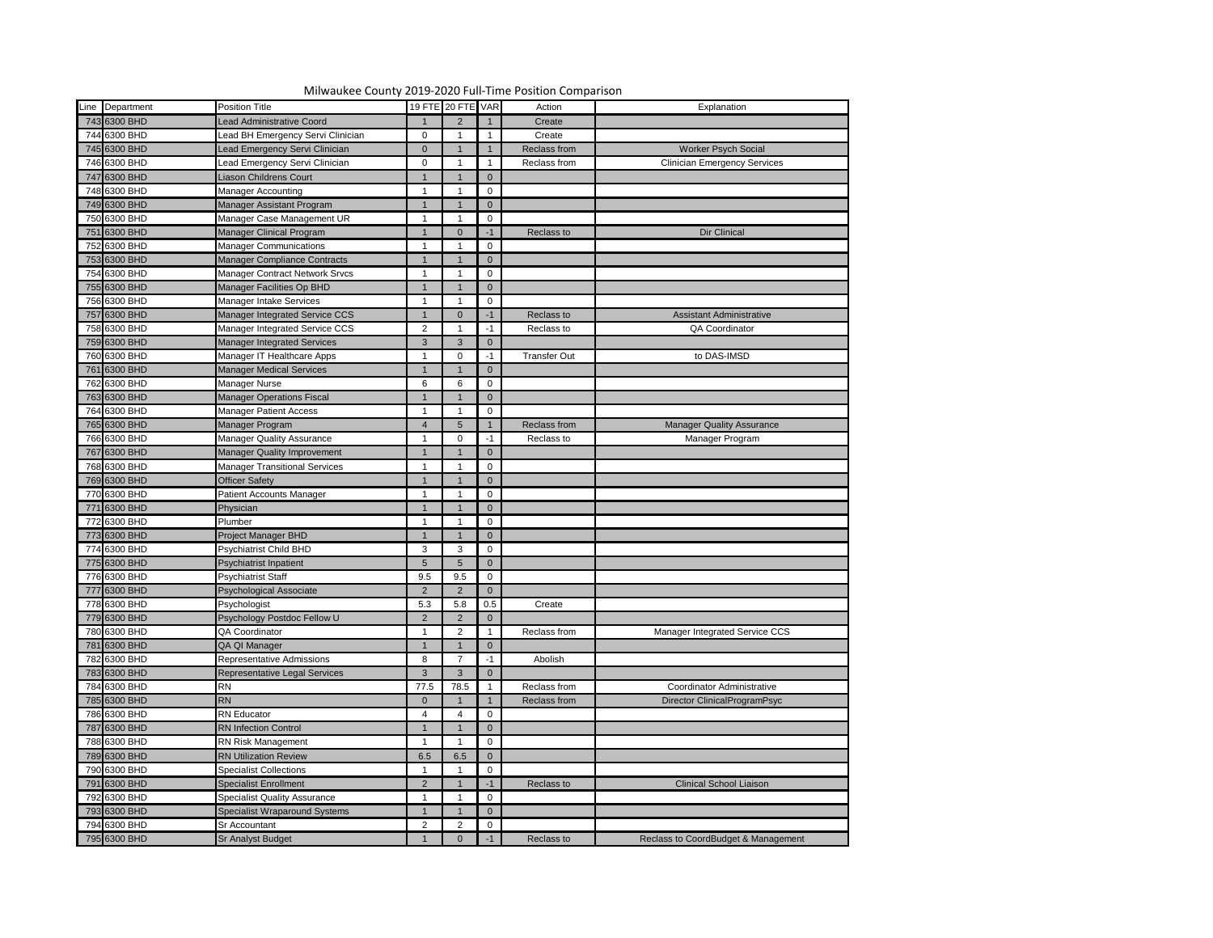# Milwaukee County 2019-2020 Full-Time Position Comparison

| Line | Department | Position Title | 19 FTE | 20 FTE | VAR | Action | Explanation |
|---|---|---|---|---|---|---|---|
| 743 | 6300 BHD | Lead Administrative Coord | 1 | 2 | 1 | Create | |
| 744 | 6300 BHD | Lead BH Emergency Servi Clinician | 0 | 1 | 1 | Create | |
| 745 | 6300 BHD | Lead Emergency Servi Clinician | 0 | 1 | 1 | Reclass from | Worker Psych Social |
| 746 | 6300 BHD | Lead Emergency Servi Clinician | 0 | 1 | 1 | Reclass from | Clinician Emergency Services |
| 747 | 6300 BHD | Liason Childrens Court | 1 | 1 | 0 | | |
| 748 | 6300 BHD | Manager Accounting | 1 | 1 | 0 | | |
| 749 | 6300 BHD | Manager Assistant Program | 1 | 1 | 0 | | |
| 750 | 6300 BHD | Manager Case Management UR | 1 | 1 | 0 | | |
| 751 | 6300 BHD | Manager Clinical Program | 1 | 0 | -1 | Reclass to | Dir Clinical |
| 752 | 6300 BHD | Manager Communications | 1 | 1 | 0 | | |
| 753 | 6300 BHD | Manager Compliance Contracts | 1 | 1 | 0 | | |
| 754 | 6300 BHD | Manager Contract Network Srvcs | 1 | 1 | 0 | | |
| 755 | 6300 BHD | Manager Facilities Op BHD | 1 | 1 | 0 | | |
| 756 | 6300 BHD | Manager Intake Services | 1 | 1 | 0 | | |
| 757 | 6300 BHD | Manager Integrated Service CCS | 1 | 0 | -1 | Reclass to | Assistant Administrative |
| 758 | 6300 BHD | Manager Integrated Service CCS | 2 | 1 | -1 | Reclass to | QA Coordinator |
| 759 | 6300 BHD | Manager Integrated Services | 3 | 3 | 0 | | |
| 760 | 6300 BHD | Manager IT Healthcare Apps | 1 | 0 | -1 | Transfer Out | to DAS-IMSD |
| 761 | 6300 BHD | Manager Medical Services | 1 | 1 | 0 | | |
| 762 | 6300 BHD | Manager Nurse | 6 | 6 | 0 | | |
| 763 | 6300 BHD | Manager Operations Fiscal | 1 | 1 | 0 | | |
| 764 | 6300 BHD | Manager Patient Access | 1 | 1 | 0 | | |
| 765 | 6300 BHD | Manager Program | 4 | 5 | 1 | Reclass from | Manager Quality Assurance |
| 766 | 6300 BHD | Manager Quality Assurance | 1 | 0 | -1 | Reclass to | Manager Program |
| 767 | 6300 BHD | Manager Quality Improvement | 1 | 1 | 0 | | |
| 768 | 6300 BHD | Manager Transitional Services | 1 | 1 | 0 | | |
| 769 | 6300 BHD | Officer Safety | 1 | 1 | 0 | | |
| 770 | 6300 BHD | Patient Accounts Manager | 1 | 1 | 0 | | |
| 771 | 6300 BHD | Physician | 1 | 1 | 0 | | |
| 772 | 6300 BHD | Plumber | 1 | 1 | 0 | | |
| 773 | 6300 BHD | Project Manager BHD | 1 | 1 | 0 | | |
| 774 | 6300 BHD | Psychiatrist Child BHD | 3 | 3 | 0 | | |
| 775 | 6300 BHD | Psychiatrist Inpatient | 5 | 5 | 0 | | |
| 776 | 6300 BHD | Psychiatrist Staff | 9.5 | 9.5 | 0 | | |
| 777 | 6300 BHD | Psychological Associate | 2 | 2 | 0 | | |
| 778 | 6300 BHD | Psychologist | 5.3 | 5.8 | 0.5 | Create | |
| 779 | 6300 BHD | Psychology Postdoc Fellow U | 2 | 2 | 0 | | |
| 780 | 6300 BHD | QA Coordinator | 1 | 2 | 1 | Reclass from | Manager Integrated Service CCS |
| 781 | 6300 BHD | QA QI Manager | 1 | 1 | 0 | | |
| 782 | 6300 BHD | Representative Admissions | 8 | 7 | -1 | Abolish | |
| 783 | 6300 BHD | Representative Legal Services | 3 | 3 | 0 | | |
| 784 | 6300 BHD | RN | 77.5 | 78.5 | 1 | Reclass from | Coordinator Administrative |
| 785 | 6300 BHD | RN | 0 | 1 | 1 | Reclass from | Director ClinicalProgramPsyc |
| 786 | 6300 BHD | RN Educator | 4 | 4 | 0 | | |
| 787 | 6300 BHD | RN Infection Control | 1 | 1 | 0 | | |
| 788 | 6300 BHD | RN Risk Management | 1 | 1 | 0 | | |
| 789 | 6300 BHD | RN Utilization Review | 6.5 | 6.5 | 0 | | |
| 790 | 6300 BHD | Specialist Collections | 1 | 1 | 0 | | |
| 791 | 6300 BHD | Specialist Enrollment | 2 | 1 | -1 | Reclass to | Clinical School Liaison |
| 792 | 6300 BHD | Specialist Quality Assurance | 1 | 1 | 0 | | |
| 793 | 6300 BHD | Specialist Wraparound Systems | 1 | 1 | 0 | | |
| 794 | 6300 BHD | Sr Accountant | 2 | 2 | 0 | | |
| 795 | 6300 BHD | Sr Analyst Budget | 1 | 0 | -1 | Reclass to | Reclass to CoordBudget & Management |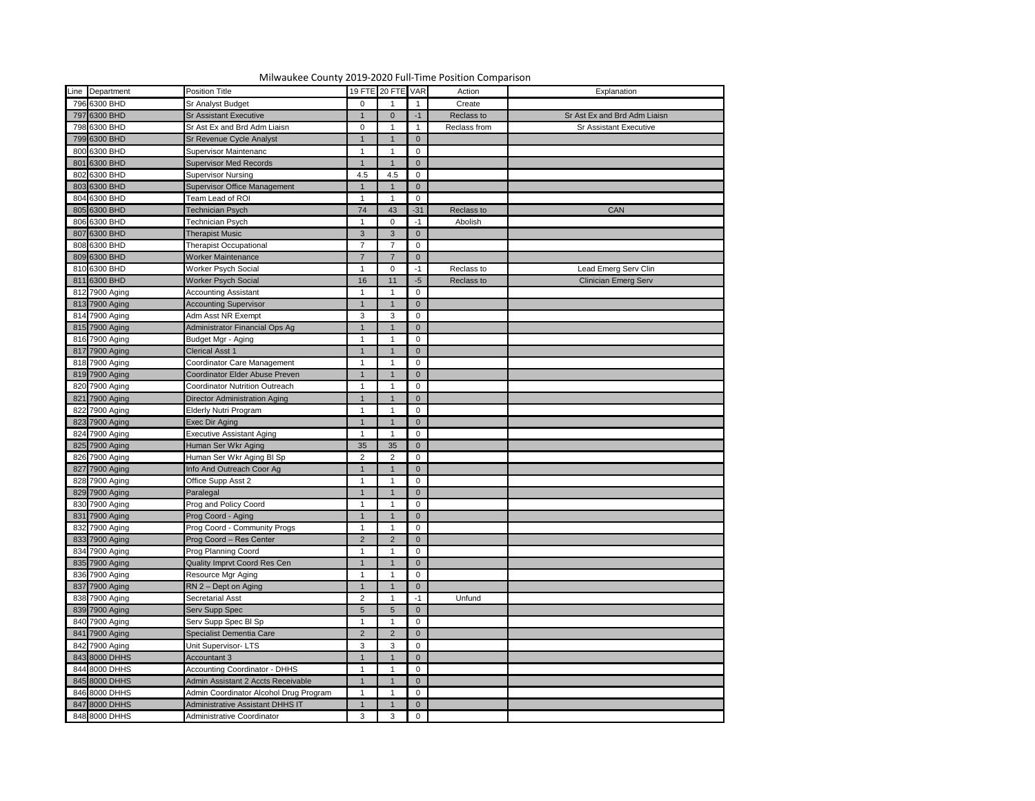# Milwaukee County 2019-2020 Full-Time Position Comparison

| Line | Department | Position Title | 19 FTE | 20 FTE | VAR | Action | Explanation |
|---|---|---|---|---|---|---|---|
| 796 | 6300 BHD | Sr Analyst Budget | 0 | 1 | 1 | Create | |
| 797 | 6300 BHD | Sr Assistant Executive | 1 | 0 | -1 | Reclass to | Sr Ast Ex and Brd Adm Liaisn |
| 798 | 6300 BHD | Sr Ast Ex and Brd Adm Liaisn | 0 | 1 | 1 | Reclass from | Sr Assistant Executive |
| 799 | 6300 BHD | Sr Revenue Cycle Analyst | 1 | 1 | 0 | | |
| 800 | 6300 BHD | Supervisor Maintenanc | 1 | 1 | 0 | | |
| 801 | 6300 BHD | Supervisor Med Records | 1 | 1 | 0 | | |
| 802 | 6300 BHD | Supervisor Nursing | 4.5 | 4.5 | 0 | | |
| 803 | 6300 BHD | Supervisor Office Management | 1 | 1 | 0 | | |
| 804 | 6300 BHD | Team Lead of ROI | 1 | 1 | 0 | | |
| 805 | 6300 BHD | Technician Psych | 74 | 43 | -31 | Reclass to | CAN |
| 806 | 6300 BHD | Technician Psych | 1 | 0 | -1 | Abolish | |
| 807 | 6300 BHD | Therapist Music | 3 | 3 | 0 | | |
| 808 | 6300 BHD | Therapist Occupational | 7 | 7 | 0 | | |
| 809 | 6300 BHD | Worker Maintenance | 7 | 7 | 0 | | |
| 810 | 6300 BHD | Worker Psych Social | 1 | 0 | -1 | Reclass to | Lead Emerg Serv Clin |
| 811 | 6300 BHD | Worker Psych Social | 16 | 11 | -5 | Reclass to | Clinician Emerg Serv |
| 812 | 7900 Aging | Accounting Assistant | 1 | 1 | 0 | | |
| 813 | 7900 Aging | Accounting Supervisor | 1 | 1 | 0 | | |
| 814 | 7900 Aging | Adm Asst NR Exempt | 3 | 3 | 0 | | |
| 815 | 7900 Aging | Administrator Financial Ops Ag | 1 | 1 | 0 | | |
| 816 | 7900 Aging | Budget Mgr - Aging | 1 | 1 | 0 | | |
| 817 | 7900 Aging | Clerical Asst 1 | 1 | 1 | 0 | | |
| 818 | 7900 Aging | Coordinator Care Management | 1 | 1 | 0 | | |
| 819 | 7900 Aging | Coordinator Elder Abuse Preven | 1 | 1 | 0 | | |
| 820 | 7900 Aging | Coordinator Nutrition Outreach | 1 | 1 | 0 | | |
| 821 | 7900 Aging | Director Administration Aging | 1 | 1 | 0 | | |
| 822 | 7900 Aging | Elderly Nutri Program | 1 | 1 | 0 | | |
| 823 | 7900 Aging | Exec Dir Aging | 1 | 1 | 0 | | |
| 824 | 7900 Aging | Executive Assistant Aging | 1 | 1 | 0 | | |
| 825 | 7900 Aging | Human Ser Wkr Aging | 35 | 35 | 0 | | |
| 826 | 7900 Aging | Human Ser Wkr Aging Bl Sp | 2 | 2 | 0 | | |
| 827 | 7900 Aging | Info And Outreach Coor Ag | 1 | 1 | 0 | | |
| 828 | 7900 Aging | Office Supp Asst 2 | 1 | 1 | 0 | | |
| 829 | 7900 Aging | Paralegal | 1 | 1 | 0 | | |
| 830 | 7900 Aging | Prog and Policy Coord | 1 | 1 | 0 | | |
| 831 | 7900 Aging | Prog Coord - Aging | 1 | 1 | 0 | | |
| 832 | 7900 Aging | Prog Coord - Community Progs | 1 | 1 | 0 | | |
| 833 | 7900 Aging | Prog Coord – Res Center | 2 | 2 | 0 | | |
| 834 | 7900 Aging | Prog Planning Coord | 1 | 1 | 0 | | |
| 835 | 7900 Aging | Quality Imprvt Coord Res Cen | 1 | 1 | 0 | | |
| 836 | 7900 Aging | Resource Mgr Aging | 1 | 1 | 0 | | |
| 837 | 7900 Aging | RN 2 – Dept on Aging | 1 | 1 | 0 | | |
| 838 | 7900 Aging | Secretarial Asst | 2 | 1 | -1 | Unfund | |
| 839 | 7900 Aging | Serv Supp Spec | 5 | 5 | 0 | | |
| 840 | 7900 Aging | Serv Supp Spec Bl Sp | 1 | 1 | 0 | | |
| 841 | 7900 Aging | Specialist Dementia Care | 2 | 2 | 0 | | |
| 842 | 7900 Aging | Unit Supervisor- LTS | 3 | 3 | 0 | | |
| 843 | 8000 DHHS | Accountant 3 | 1 | 1 | 0 | | |
| 844 | 8000 DHHS | Accounting Coordinator - DHHS | 1 | 1 | 0 | | |
| 845 | 8000 DHHS | Admin Assistant 2 Accts Receivable | 1 | 1 | 0 | | |
| 846 | 8000 DHHS | Admin Coordinator Alcohol Drug Program | 1 | 1 | 0 | | |
| 847 | 8000 DHHS | Administrative Assistant DHHS IT | 1 | 1 | 0 | | |
| 848 | 8000 DHHS | Administrative Coordinator | 3 | 3 | 0 | | |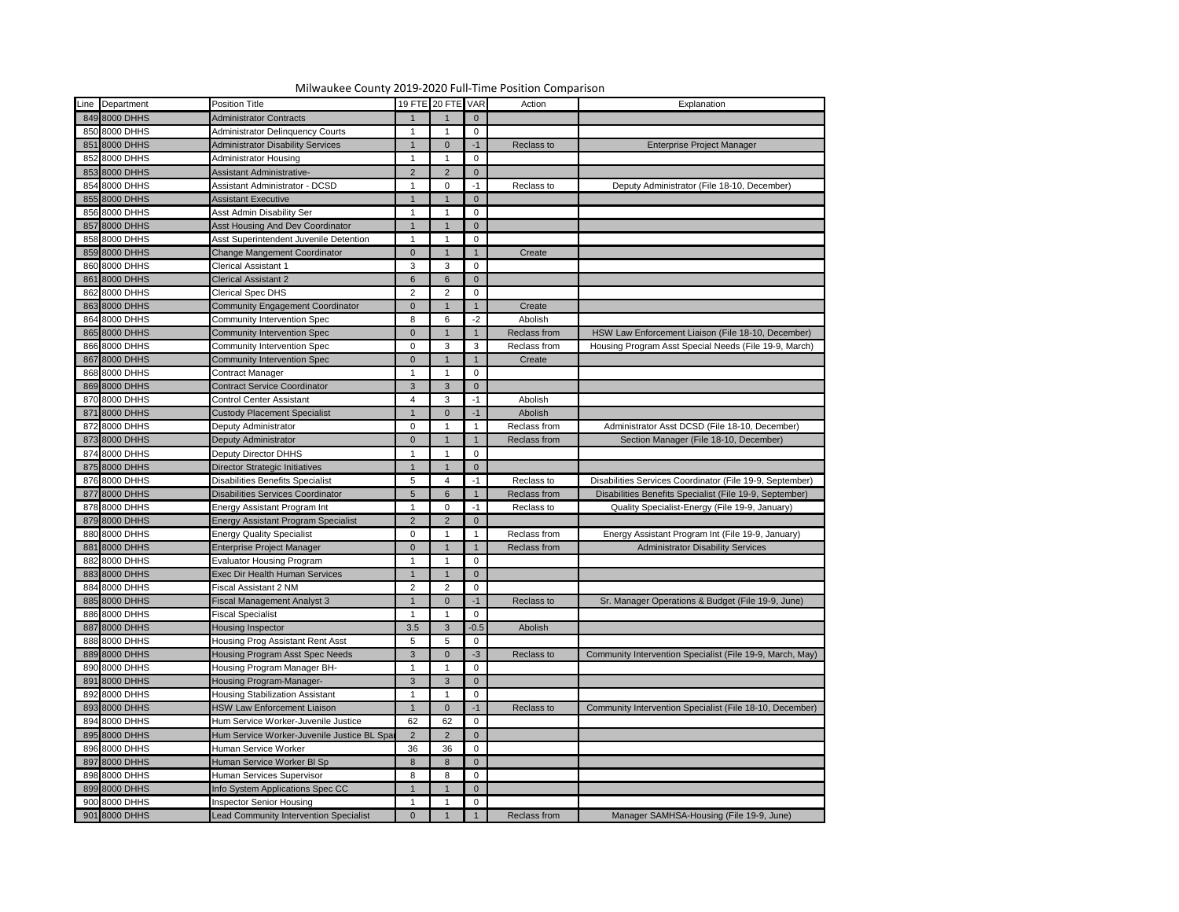Milwaukee County 2019-2020 Full-Time Position Comparison

| Line | Department | Position Title | 19 FTE | 20 FTE | VAR | Action | Explanation |
|---|---|---|---|---|---|---|---|
| 849 | 8000 DHHS | Administrator Contracts | 1 | 1 | 0 | | |
| 850 | 8000 DHHS | Administrator Delinquency Courts | 1 | 1 | 0 | | |
| 851 | 8000 DHHS | Administrator Disability Services | 1 | 0 | -1 | Reclass to | Enterprise Project Manager |
| 852 | 8000 DHHS | Administrator Housing | 1 | 1 | 0 | | |
| 853 | 8000 DHHS | Assistant Administrative- | 2 | 2 | 0 | | |
| 854 | 8000 DHHS | Assistant Administrator - DCSD | 1 | 0 | -1 | Reclass to | Deputy Administrator (File 18-10, December) |
| 855 | 8000 DHHS | Assistant Executive | 1 | 1 | 0 | | |
| 856 | 8000 DHHS | Asst Admin Disability Ser | 1 | 1 | 0 | | |
| 857 | 8000 DHHS | Asst Housing And Dev Coordinator | 1 | 1 | 0 | | |
| 858 | 8000 DHHS | Asst Superintendent Juvenile Detention | 1 | 1 | 0 | | |
| 859 | 8000 DHHS | Change Mangement Coordinator | 0 | 1 | 1 | Create | |
| 860 | 8000 DHHS | Clerical Assistant 1 | 3 | 3 | 0 | | |
| 861 | 8000 DHHS | Clerical Assistant 2 | 6 | 6 | 0 | | |
| 862 | 8000 DHHS | Clerical Spec DHS | 2 | 2 | 0 | | |
| 863 | 8000 DHHS | Community Engagement Coordinator | 0 | 1 | 1 | Create | |
| 864 | 8000 DHHS | Community Intervention Spec | 8 | 6 | -2 | Abolish | |
| 865 | 8000 DHHS | Community Intervention Spec | 0 | 1 | 1 | Reclass from | HSW Law Enforcement Liaison (File 18-10, December) |
| 866 | 8000 DHHS | Community Intervention Spec | 0 | 3 | 3 | Reclass from | Housing Program Asst Special Needs (File 19-9, March) |
| 867 | 8000 DHHS | Community Intervention Spec | 0 | 1 | 1 | Create | |
| 868 | 8000 DHHS | Contract Manager | 1 | 1 | 0 | | |
| 869 | 8000 DHHS | Contract Service Coordinator | 3 | 3 | 0 | | |
| 870 | 8000 DHHS | Control Center Assistant | 4 | 3 | -1 | Abolish | |
| 871 | 8000 DHHS | Custody Placement Specialist | 1 | 0 | -1 | Abolish | |
| 872 | 8000 DHHS | Deputy Administrator | 0 | 1 | 1 | Reclass from | Administrator Asst DCSD (File 18-10, December) |
| 873 | 8000 DHHS | Deputy Administrator | 0 | 1 | 1 | Reclass from | Section Manager (File 18-10, December) |
| 874 | 8000 DHHS | Deputy Director DHHS | 1 | 1 | 0 | | |
| 875 | 8000 DHHS | Director Strategic Initiatives | 1 | 1 | 0 | | |
| 876 | 8000 DHHS | Disabilities Benefits Specialist | 5 | 4 | -1 | Reclass to | Disabilities Services Coordinator (File 19-9, September) |
| 877 | 8000 DHHS | Disabilities Services Coordinator | 5 | 6 | 1 | Reclass from | Disabilities Benefits Specialist (File 19-9, September) |
| 878 | 8000 DHHS | Energy Assistant Program Int | 1 | 0 | -1 | Reclass to | Quality Specialist-Energy (File 19-9, January) |
| 879 | 8000 DHHS | Energy Assistant Program Specialist | 2 | 2 | 0 | | |
| 880 | 8000 DHHS | Energy Quality Specialist | 0 | 1 | 1 | Reclass from | Energy Assistant Program Int (File 19-9, January) |
| 881 | 8000 DHHS | Enterprise Project Manager | 0 | 1 | 1 | Reclass from | Administrator Disability Services |
| 882 | 8000 DHHS | Evaluator Housing Program | 1 | 1 | 0 | | |
| 883 | 8000 DHHS | Exec Dir Health Human Services | 1 | 1 | 0 | | |
| 884 | 8000 DHHS | Fiscal Assistant 2 NM | 2 | 2 | 0 | | |
| 885 | 8000 DHHS | Fiscal Management Analyst 3 | 1 | 0 | -1 | Reclass to | Sr. Manager Operations & Budget (File 19-9, June) |
| 886 | 8000 DHHS | Fiscal Specialist | 1 | 1 | 0 | | |
| 887 | 8000 DHHS | Housing Inspector | 3.5 | 3 | -0.5 | Abolish | |
| 888 | 8000 DHHS | Housing Prog Assistant Rent Asst | 5 | 5 | 0 | | |
| 889 | 8000 DHHS | Housing Program Asst Spec Needs | 3 | 0 | -3 | Reclass to | Community Intervention Specialist (File 19-9, March, May) |
| 890 | 8000 DHHS | Housing Program Manager BH- | 1 | 1 | 0 | | |
| 891 | 8000 DHHS | Housing Program-Manager- | 3 | 3 | 0 | | |
| 892 | 8000 DHHS | Housing Stabilization Assistant | 1 | 1 | 0 | | |
| 893 | 8000 DHHS | HSW Law Enforcement Liaison | 1 | 0 | -1 | Reclass to | Community Intervention Specialist (File 18-10, December) |
| 894 | 8000 DHHS | Hum Service Worker-Juvenile Justice | 62 | 62 | 0 | | |
| 895 | 8000 DHHS | Hum Service Worker-Juvenile Justice BL Spa | 2 | 2 | 0 | | |
| 896 | 8000 DHHS | Human Service Worker | 36 | 36 | 0 | | |
| 897 | 8000 DHHS | Human Service Worker Bl Sp | 8 | 8 | 0 | | |
| 898 | 8000 DHHS | Human Services Supervisor | 8 | 8 | 0 | | |
| 899 | 8000 DHHS | Info System Applications Spec CC | 1 | 1 | 0 | | |
| 900 | 8000 DHHS | Inspector Senior Housing | 1 | 1 | 0 | | |
| 901 | 8000 DHHS | Lead Community Intervention Specialist | 0 | 1 | 1 | Reclass from | Manager SAMHSA-Housing (File 19-9, June) |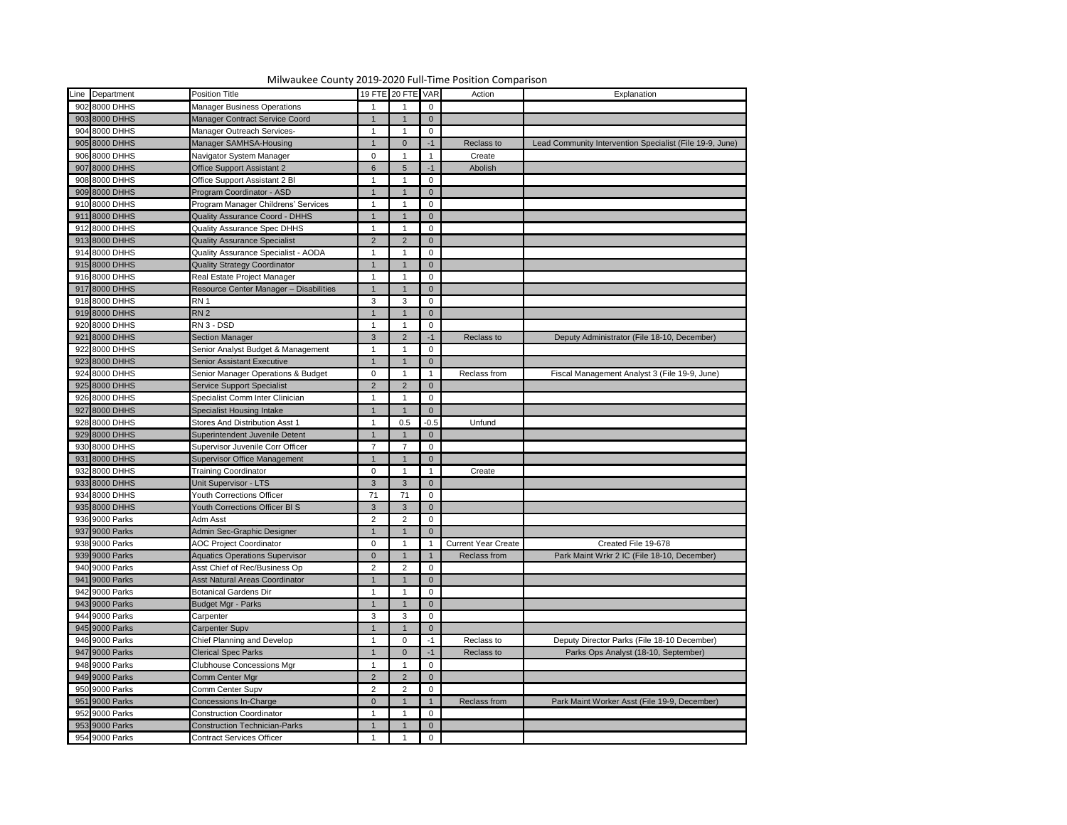Milwaukee County 2019-2020 Full-Time Position Comparison

| Line | Department | Position Title | 19 FTE | 20 FTE | VAR | Action | Explanation |
|---|---|---|---|---|---|---|---|
| 902 | 8000 DHHS | Manager Business Operations | 1 | 1 | 0 | | |
| 903 | 8000 DHHS | Manager Contract Service Coord | 1 | 1 | 0 | | |
| 904 | 8000 DHHS | Manager Outreach Services- | 1 | 1 | 0 | | |
| 905 | 8000 DHHS | Manager SAMHSA-Housing | 1 | 0 | -1 | Reclass to | Lead Community Intervention Specialist (File 19-9, June) |
| 906 | 8000 DHHS | Navigator System Manager | 0 | 1 | 1 | Create | |
| 907 | 8000 DHHS | Office Support Assistant 2 | 6 | 5 | -1 | Abolish | |
| 908 | 8000 DHHS | Office Support Assistant 2 Bl | 1 | 1 | 0 | | |
| 909 | 8000 DHHS | Program Coordinator - ASD | 1 | 1 | 0 | | |
| 910 | 8000 DHHS | Program Manager Childrens' Services | 1 | 1 | 0 | | |
| 911 | 8000 DHHS | Quality Assurance Coord - DHHS | 1 | 1 | 0 | | |
| 912 | 8000 DHHS | Quality Assurance Spec DHHS | 1 | 1 | 0 | | |
| 913 | 8000 DHHS | Quality Assurance Specialist | 2 | 2 | 0 | | |
| 914 | 8000 DHHS | Quality Assurance Specialist - AODA | 1 | 1 | 0 | | |
| 915 | 8000 DHHS | Quality Strategy Coordinator | 1 | 1 | 0 | | |
| 916 | 8000 DHHS | Real Estate Project Manager | 1 | 1 | 0 | | |
| 917 | 8000 DHHS | Resource Center Manager – Disabilities | 1 | 1 | 0 | | |
| 918 | 8000 DHHS | RN 1 | 3 | 3 | 0 | | |
| 919 | 8000 DHHS | RN 2 | 1 | 1 | 0 | | |
| 920 | 8000 DHHS | RN 3 - DSD | 1 | 1 | 0 | | |
| 921 | 8000 DHHS | Section Manager | 3 | 2 | -1 | Reclass to | Deputy Administrator (File 18-10, December) |
| 922 | 8000 DHHS | Senior Analyst Budget & Management | 1 | 1 | 0 | | |
| 923 | 8000 DHHS | Senior Assistant Executive | 1 | 1 | 0 | | |
| 924 | 8000 DHHS | Senior Manager Operations & Budget | 0 | 1 | 1 | Reclass from | Fiscal Management Analyst 3 (File 19-9, June) |
| 925 | 8000 DHHS | Service Support Specialist | 2 | 2 | 0 | | |
| 926 | 8000 DHHS | Specialist Comm Inter Clinician | 1 | 1 | 0 | | |
| 927 | 8000 DHHS | Specialist Housing Intake | 1 | 1 | 0 | | |
| 928 | 8000 DHHS | Stores And Distribution Asst 1 | 1 | 0.5 | -0.5 | Unfund | |
| 929 | 8000 DHHS | Superintendent Juvenile Detent | 1 | 1 | 0 | | |
| 930 | 8000 DHHS | Supervisor Juvenile Corr Officer | 7 | 7 | 0 | | |
| 931 | 8000 DHHS | Supervisor Office Management | 1 | 1 | 0 | | |
| 932 | 8000 DHHS | Training Coordinator | 0 | 1 | 1 | Create | |
| 933 | 8000 DHHS | Unit Supervisor - LTS | 3 | 3 | 0 | | |
| 934 | 8000 DHHS | Youth Corrections Officer | 71 | 71 | 0 | | |
| 935 | 8000 DHHS | Youth Corrections Officer Bl S | 3 | 3 | 0 | | |
| 936 | 9000 Parks | Adm Asst | 2 | 2 | 0 | | |
| 937 | 9000 Parks | Admin Sec-Graphic Designer | 1 | 1 | 0 | | |
| 938 | 9000 Parks | AOC Project Coordinator | 0 | 1 | 1 | Current Year Create | Created File 19-678 |
| 939 | 9000 Parks | Aquatics Operations Supervisor | 0 | 1 | 1 | Reclass from | Park Maint Wrkr 2 IC (File 18-10, December) |
| 940 | 9000 Parks | Asst Chief of Rec/Business Op | 2 | 2 | 0 | | |
| 941 | 9000 Parks | Asst Natural Areas Coordinator | 1 | 1 | 0 | | |
| 942 | 9000 Parks | Botanical Gardens Dir | 1 | 1 | 0 | | |
| 943 | 9000 Parks | Budget Mgr - Parks | 1 | 1 | 0 | | |
| 944 | 9000 Parks | Carpenter | 3 | 3 | 0 | | |
| 945 | 9000 Parks | Carpenter Supv | 1 | 1 | 0 | | |
| 946 | 9000 Parks | Chief Planning and Develop | 1 | 0 | -1 | Reclass to | Deputy Director Parks (File 18-10 December) |
| 947 | 9000 Parks | Clerical Spec Parks | 1 | 0 | -1 | Reclass to | Parks Ops Analyst (18-10, September) |
| 948 | 9000 Parks | Clubhouse Concessions Mgr | 1 | 1 | 0 | | |
| 949 | 9000 Parks | Comm Center Mgr | 2 | 2 | 0 | | |
| 950 | 9000 Parks | Comm Center Supv | 2 | 2 | 0 | | |
| 951 | 9000 Parks | Concessions In-Charge | 0 | 1 | 1 | Reclass from | Park Maint Worker Asst (File 19-9, December) |
| 952 | 9000 Parks | Construction Coordinator | 1 | 1 | 0 | | |
| 953 | 9000 Parks | Construction Technician-Parks | 1 | 1 | 0 | | |
| 954 | 9000 Parks | Contract Services Officer | 1 | 1 | 0 | | |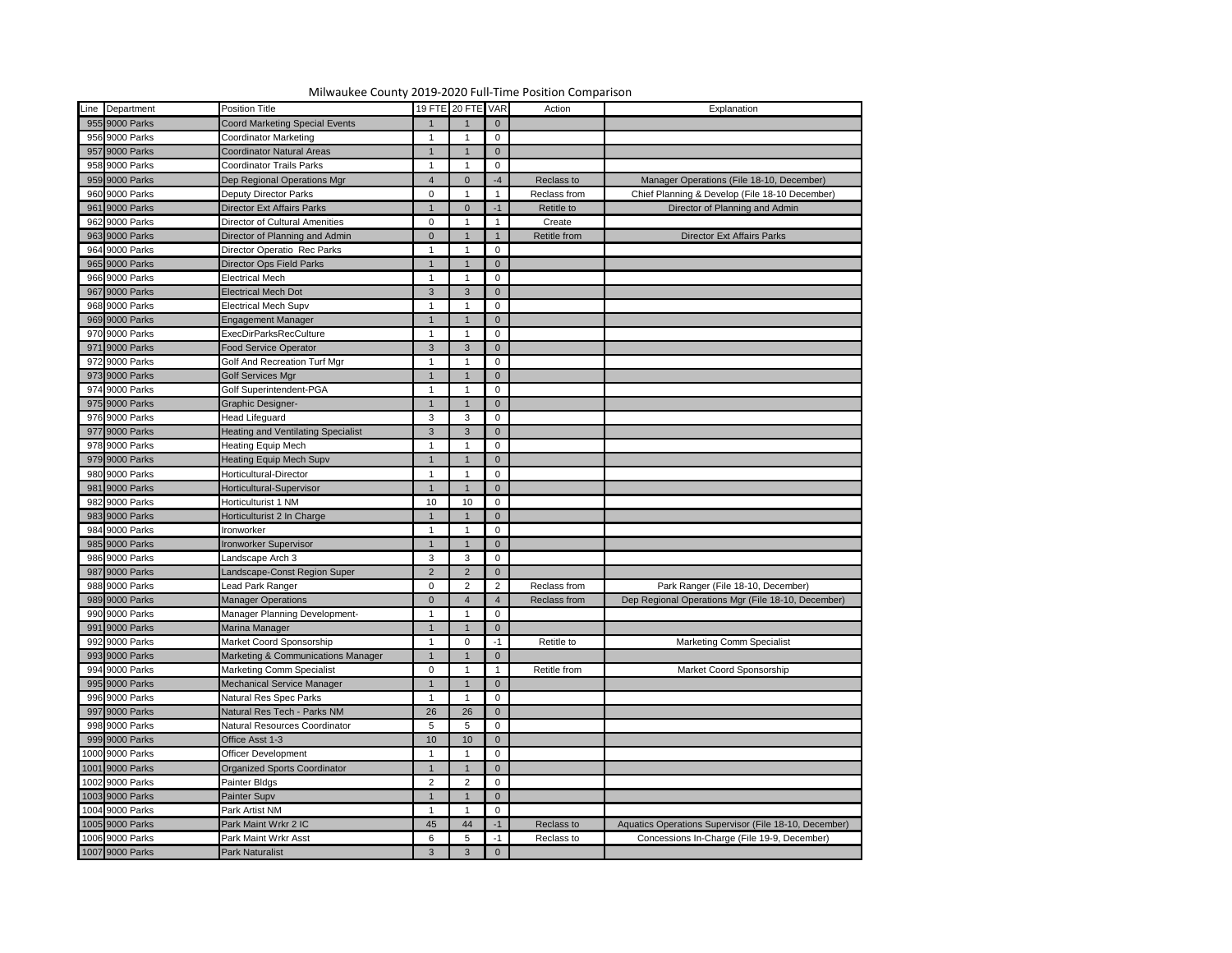Milwaukee County 2019-2020 Full-Time Position Comparison

| Line | Department | Position Title | 19 FTE | 20 FTE | VAR | Action | Explanation |
|---|---|---|---|---|---|---|---|
| 955 | 9000 Parks | Coord Marketing Special Events | 1 | 1 | 0 | | |
| 956 | 9000 Parks | Coordinator Marketing | 1 | 1 | 0 | | |
| 957 | 9000 Parks | Coordinator Natural Areas | 1 | 1 | 0 | | |
| 958 | 9000 Parks | Coordinator Trails Parks | 1 | 1 | 0 | | |
| 959 | 9000 Parks | Dep Regional Operations Mgr | 4 | 0 | -4 | Reclass to | Manager Operations (File 18-10, December) |
| 960 | 9000 Parks | Deputy Director Parks | 0 | 1 | 1 | Reclass from | Chief Planning & Develop (File 18-10 December) |
| 961 | 9000 Parks | Director Ext Affairs Parks | 1 | 0 | -1 | Retitle to | Director of Planning and Admin |
| 962 | 9000 Parks | Director of Cultural Amenities | 0 | 1 | 1 | Create | |
| 963 | 9000 Parks | Director of Planning and Admin | 0 | 1 | 1 | Retitle from | Director Ext Affairs Parks |
| 964 | 9000 Parks | Director Operatio Rec Parks | 1 | 1 | 0 | | |
| 965 | 9000 Parks | Director Ops Field Parks | 1 | 1 | 0 | | |
| 966 | 9000 Parks | Electrical Mech | 1 | 1 | 0 | | |
| 967 | 9000 Parks | Electrical Mech Dot | 3 | 3 | 0 | | |
| 968 | 9000 Parks | Electrical Mech Supv | 1 | 1 | 0 | | |
| 969 | 9000 Parks | Engagement Manager | 1 | 1 | 0 | | |
| 970 | 9000 Parks | ExecDirParksRecCulture | 1 | 1 | 0 | | |
| 971 | 9000 Parks | Food Service Operator | 3 | 3 | 0 | | |
| 972 | 9000 Parks | Golf And Recreation Turf Mgr | 1 | 1 | 0 | | |
| 973 | 9000 Parks | Golf Services Mgr | 1 | 1 | 0 | | |
| 974 | 9000 Parks | Golf Superintendent-PGA | 1 | 1 | 0 | | |
| 975 | 9000 Parks | Graphic Designer- | 1 | 1 | 0 | | |
| 976 | 9000 Parks | Head Lifeguard | 3 | 3 | 0 | | |
| 977 | 9000 Parks | Heating and Ventilating Specialist | 3 | 3 | 0 | | |
| 978 | 9000 Parks | Heating Equip Mech | 1 | 1 | 0 | | |
| 979 | 9000 Parks | Heating Equip Mech Supv | 1 | 1 | 0 | | |
| 980 | 9000 Parks | Horticultural-Director | 1 | 1 | 0 | | |
| 981 | 9000 Parks | Horticultural-Supervisor | 1 | 1 | 0 | | |
| 982 | 9000 Parks | Horticulturist 1 NM | 10 | 10 | 0 | | |
| 983 | 9000 Parks | Horticulturist 2 In Charge | 1 | 1 | 0 | | |
| 984 | 9000 Parks | Ironworker | 1 | 1 | 0 | | |
| 985 | 9000 Parks | Ironworker Supervisor | 1 | 1 | 0 | | |
| 986 | 9000 Parks | Landscape Arch 3 | 3 | 3 | 0 | | |
| 987 | 9000 Parks | Landscape-Const Region Super | 2 | 2 | 0 | | |
| 988 | 9000 Parks | Lead Park Ranger | 0 | 2 | 2 | Reclass from | Park Ranger (File 18-10, December) |
| 989 | 9000 Parks | Manager Operations | 0 | 4 | 4 | Reclass from | Dep Regional Operations Mgr (File 18-10, December) |
| 990 | 9000 Parks | Manager Planning Development- | 1 | 1 | 0 | | |
| 991 | 9000 Parks | Marina Manager | 1 | 1 | 0 | | |
| 992 | 9000 Parks | Market Coord Sponsorship | 1 | 0 | -1 | Retitle to | Marketing Comm Specialist |
| 993 | 9000 Parks | Marketing & Communications Manager | 1 | 1 | 0 | | |
| 994 | 9000 Parks | Marketing Comm Specialist | 0 | 1 | 1 | Retitle from | Market Coord Sponsorship |
| 995 | 9000 Parks | Mechanical Service Manager | 1 | 1 | 0 | | |
| 996 | 9000 Parks | Natural Res Spec Parks | 1 | 1 | 0 | | |
| 997 | 9000 Parks | Natural Res Tech - Parks NM | 26 | 26 | 0 | | |
| 998 | 9000 Parks | Natural Resources Coordinator | 5 | 5 | 0 | | |
| 999 | 9000 Parks | Office Asst 1-3 | 10 | 10 | 0 | | |
| 1000 | 9000 Parks | Officer Development | 1 | 1 | 0 | | |
| 1001 | 9000 Parks | Organized Sports Coordinator | 1 | 1 | 0 | | |
| 1002 | 9000 Parks | Painter Bldgs | 2 | 2 | 0 | | |
| 1003 | 9000 Parks | Painter Supv | 1 | 1 | 0 | | |
| 1004 | 9000 Parks | Park Artist NM | 1 | 1 | 0 | | |
| 1005 | 9000 Parks | Park Maint Wrkr 2 IC | 45 | 44 | -1 | Reclass to | Aquatics Operations Supervisor (File 18-10, December) |
| 1006 | 9000 Parks | Park Maint Wrkr Asst | 6 | 5 | -1 | Reclass to | Concessions In-Charge (File 19-9, December) |
| 1007 | 9000 Parks | Park Naturalist | 3 | 3 | 0 | | |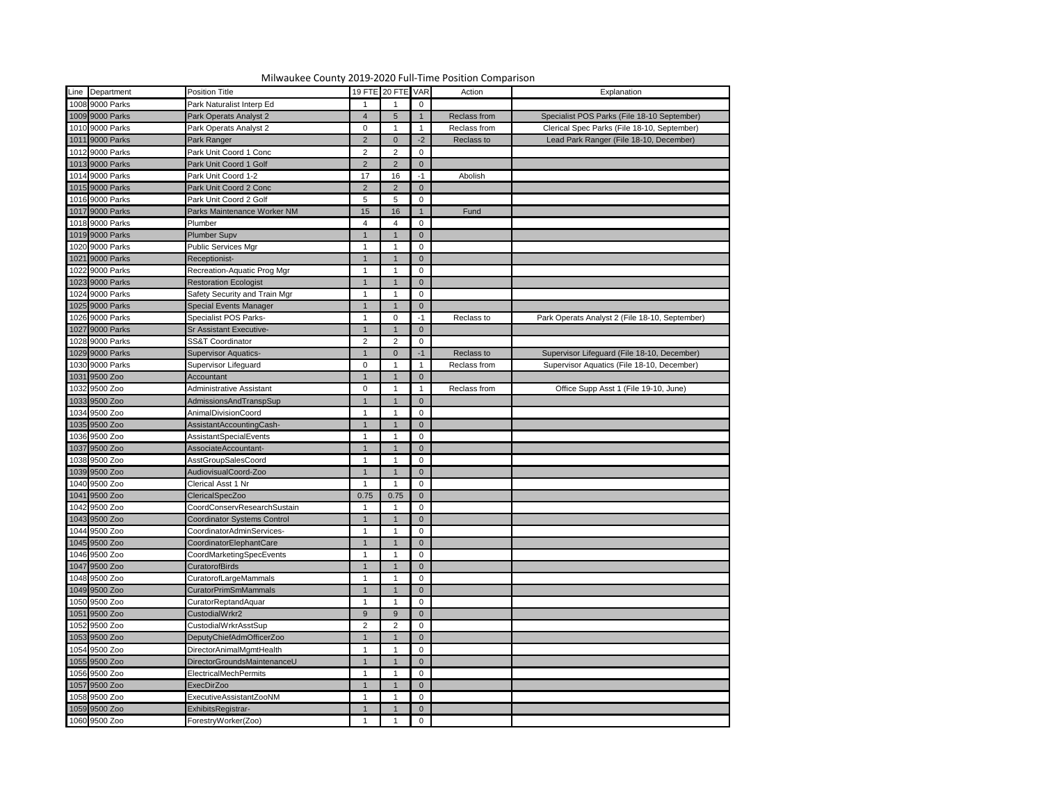Milwaukee County 2019-2020 Full-Time Position Comparison

| Line | Department | Position Title | 19 FTE | 20 FTE | VAR | Action | Explanation |
|---|---|---|---|---|---|---|---|
| 1008 | 9000 Parks | Park Naturalist Interp Ed | 1 | 1 | 0 | | |
| 1009 | 9000 Parks | Park Operats Analyst 2 | 4 | 5 | 1 | Reclass from | Specialist POS Parks (File 18-10 September) |
| 1010 | 9000 Parks | Park Operats Analyst 2 | 0 | 1 | 1 | Reclass from | Clerical Spec Parks (File 18-10, September) |
| 1011 | 9000 Parks | Park Ranger | 2 | 0 | -2 | Reclass to | Lead Park Ranger (File 18-10, December) |
| 1012 | 9000 Parks | Park Unit Coord 1 Conc | 2 | 2 | 0 | | |
| 1013 | 9000 Parks | Park Unit Coord 1 Golf | 2 | 2 | 0 | | |
| 1014 | 9000 Parks | Park Unit Coord 1-2 | 17 | 16 | -1 | Abolish | |
| 1015 | 9000 Parks | Park Unit Coord 2 Conc | 2 | 2 | 0 | | |
| 1016 | 9000 Parks | Park Unit Coord 2 Golf | 5 | 5 | 0 | | |
| 1017 | 9000 Parks | Parks Maintenance Worker NM | 15 | 16 | 1 | Fund | |
| 1018 | 9000 Parks | Plumber | 4 | 4 | 0 | | |
| 1019 | 9000 Parks | Plumber Supv | 1 | 1 | 0 | | |
| 1020 | 9000 Parks | Public Services Mgr | 1 | 1 | 0 | | |
| 1021 | 9000 Parks | Receptionist- | 1 | 1 | 0 | | |
| 1022 | 9000 Parks | Recreation-Aquatic Prog Mgr | 1 | 1 | 0 | | |
| 1023 | 9000 Parks | Restoration Ecologist | 1 | 1 | 0 | | |
| 1024 | 9000 Parks | Safety Security and Train Mgr | 1 | 1 | 0 | | |
| 1025 | 9000 Parks | Special Events Manager | 1 | 1 | 0 | | |
| 1026 | 9000 Parks | Specialist POS Parks- | 1 | 0 | -1 | Reclass to | Park Operats Analyst 2 (File 18-10, September) |
| 1027 | 9000 Parks | Sr Assistant Executive- | 1 | 1 | 0 | | |
| 1028 | 9000 Parks | SS&T Coordinator | 2 | 2 | 0 | | |
| 1029 | 9000 Parks | Supervisor Aquatics- | 1 | 0 | -1 | Reclass to | Supervisor Lifeguard (File 18-10, December) |
| 1030 | 9000 Parks | Supervisor Lifeguard | 0 | 1 | 1 | Reclass from | Supervisor Aquatics (File 18-10, December) |
| 1031 | 9500 Zoo | Accountant | 1 | 1 | 0 | | |
| 1032 | 9500 Zoo | Administrative Assistant | 0 | 1 | 1 | Reclass from | Office Supp Asst 1 (File 19-10, June) |
| 1033 | 9500 Zoo | AdmissionsAndTranspSup | 1 | 1 | 0 | | |
| 1034 | 9500 Zoo | AnimalDivisionCoord | 1 | 1 | 0 | | |
| 1035 | 9500 Zoo | AssistantAccountingCash- | 1 | 1 | 0 | | |
| 1036 | 9500 Zoo | AssistantSpecialEvents | 1 | 1 | 0 | | |
| 1037 | 9500 Zoo | AssociateAccountant- | 1 | 1 | 0 | | |
| 1038 | 9500 Zoo | AsstGroupSalesCoord | 1 | 1 | 0 | | |
| 1039 | 9500 Zoo | AudiovisualCoord-Zoo | 1 | 1 | 0 | | |
| 1040 | 9500 Zoo | Clerical Asst 1 Nr | 1 | 1 | 0 | | |
| 1041 | 9500 Zoo | ClericalSpecZoo | 0.75 | 0.75 | 0 | | |
| 1042 | 9500 Zoo | CoordConservResearchSustain | 1 | 1 | 0 | | |
| 1043 | 9500 Zoo | Coordinator Systems Control | 1 | 1 | 0 | | |
| 1044 | 9500 Zoo | CoordinatorAdminServices- | 1 | 1 | 0 | | |
| 1045 | 9500 Zoo | CoordinatorElephantCare | 1 | 1 | 0 | | |
| 1046 | 9500 Zoo | CoordMarketingSpecEvents | 1 | 1 | 0 | | |
| 1047 | 9500 Zoo | CuratorofBirds | 1 | 1 | 0 | | |
| 1048 | 9500 Zoo | CuratorofLargeMammals | 1 | 1 | 0 | | |
| 1049 | 9500 Zoo | CuratorPrimSmMammals | 1 | 1 | 0 | | |
| 1050 | 9500 Zoo | CuratorReptandAquar | 1 | 1 | 0 | | |
| 1051 | 9500 Zoo | CustodialWrkr2 | 9 | 9 | 0 | | |
| 1052 | 9500 Zoo | CustodialWrkrAsstSup | 2 | 2 | 0 | | |
| 1053 | 9500 Zoo | DeputyChiefAdmOfficerZoo | 1 | 1 | 0 | | |
| 1054 | 9500 Zoo | DirectorAnimalMgmtHealth | 1 | 1 | 0 | | |
| 1055 | 9500 Zoo | DirectorGroundsMaintenanceU | 1 | 1 | 0 | | |
| 1056 | 9500 Zoo | ElectricalMechPermits | 1 | 1 | 0 | | |
| 1057 | 9500 Zoo | ExecDirZoo | 1 | 1 | 0 | | |
| 1058 | 9500 Zoo | ExecutiveAssistantZooNM | 1 | 1 | 0 | | |
| 1059 | 9500 Zoo | ExhibitsRegistrar- | 1 | 1 | 0 | | |
| 1060 | 9500 Zoo | ForestryWorker(Zoo) | 1 | 1 | 0 | | |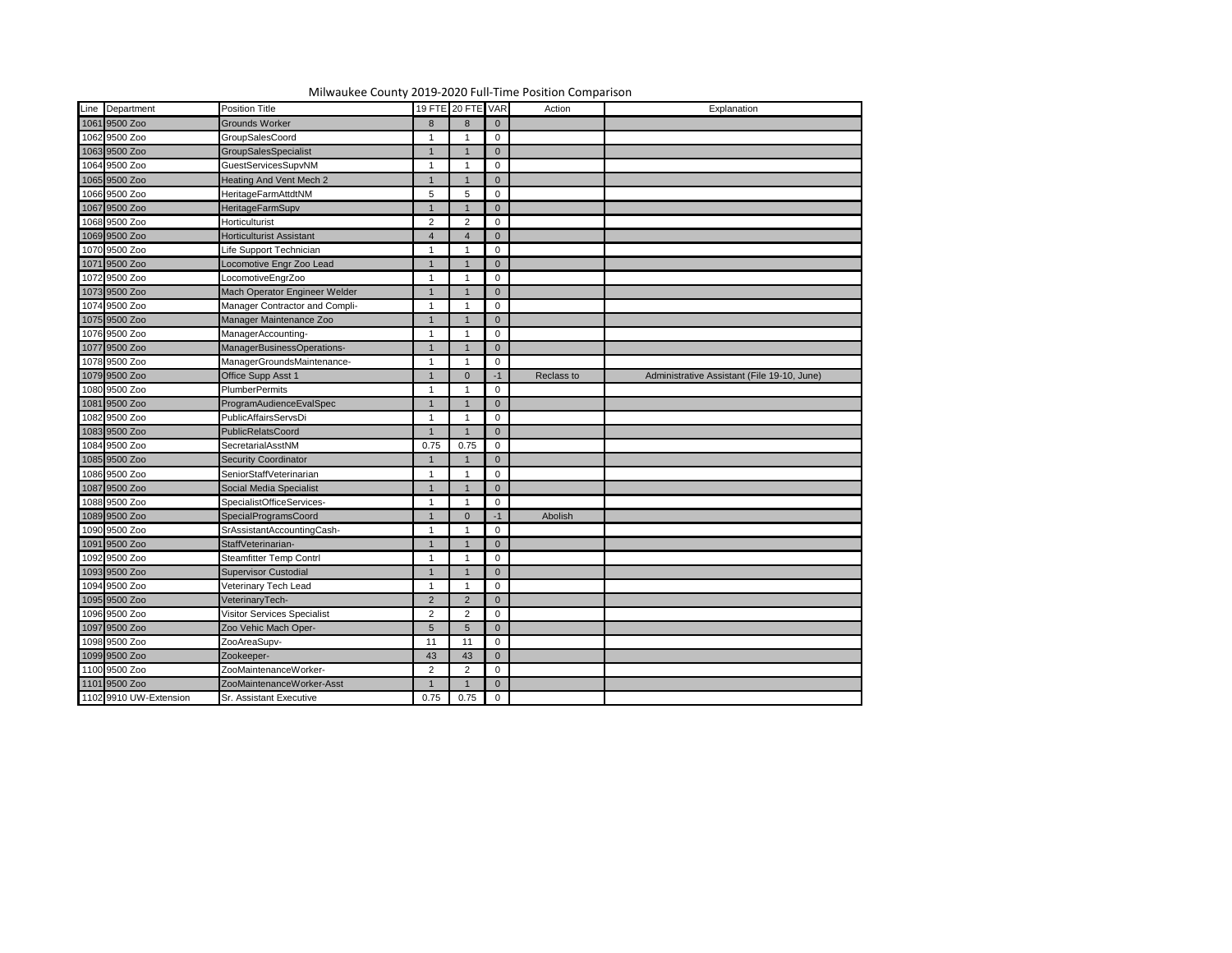Milwaukee County 2019-2020 Full-Time Position Comparison

| Line | Department | Position Title | 19 FTE | 20 FTE | VAR | Action | Explanation |
|---|---|---|---|---|---|---|---|
| 1061 | 9500 Zoo | Grounds Worker | 8 | 8 | 0 | | |
| 1062 | 9500 Zoo | GroupSalesCoord | 1 | 1 | 0 | | |
| 1063 | 9500 Zoo | GroupSalesSpecialist | 1 | 1 | 0 | | |
| 1064 | 9500 Zoo | GuestServicesSupvNM | 1 | 1 | 0 | | |
| 1065 | 9500 Zoo | Heating And Vent Mech 2 | 1 | 1 | 0 | | |
| 1066 | 9500 Zoo | HeritageFarmAttdtNM | 5 | 5 | 0 | | |
| 1067 | 9500 Zoo | HeritageFarmSupv | 1 | 1 | 0 | | |
| 1068 | 9500 Zoo | Horticulturist | 2 | 2 | 0 | | |
| 1069 | 9500 Zoo | Horticulturist Assistant | 4 | 4 | 0 | | |
| 1070 | 9500 Zoo | Life Support Technician | 1 | 1 | 0 | | |
| 1071 | 9500 Zoo | Locomotive Engr Zoo Lead | 1 | 1 | 0 | | |
| 1072 | 9500 Zoo | LocomotiveEngrZoo | 1 | 1 | 0 | | |
| 1073 | 9500 Zoo | Mach Operator Engineer Welder | 1 | 1 | 0 | | |
| 1074 | 9500 Zoo | Manager Contractor and Compli- | 1 | 1 | 0 | | |
| 1075 | 9500 Zoo | Manager Maintenance Zoo | 1 | 1 | 0 | | |
| 1076 | 9500 Zoo | ManagerAccounting- | 1 | 1 | 0 | | |
| 1077 | 9500 Zoo | ManagerBusinessOperations- | 1 | 1 | 0 | | |
| 1078 | 9500 Zoo | ManagerGroundsMaintenance- | 1 | 1 | 0 | | |
| 1079 | 9500 Zoo | Office Supp Asst 1 | 1 | 0 | -1 | Reclass to | Administrative Assistant (File 19-10, June) |
| 1080 | 9500 Zoo | PlumberPermits | 1 | 1 | 0 | | |
| 1081 | 9500 Zoo | ProgramAudienceEvalSpec | 1 | 1 | 0 | | |
| 1082 | 9500 Zoo | PublicAffairsServsDi | 1 | 1 | 0 | | |
| 1083 | 9500 Zoo | PublicRelatsCoord | 1 | 1 | 0 | | |
| 1084 | 9500 Zoo | SecretarialAsstNM | 0.75 | 0.75 | 0 | | |
| 1085 | 9500 Zoo | Security Coordinator | 1 | 1 | 0 | | |
| 1086 | 9500 Zoo | SeniorStaffVeterinarian | 1 | 1 | 0 | | |
| 1087 | 9500 Zoo | Social Media Specialist | 1 | 1 | 0 | | |
| 1088 | 9500 Zoo | SpecialistOfficeServices- | 1 | 1 | 0 | | |
| 1089 | 9500 Zoo | SpecialProgramsCoord | 1 | 0 | -1 | Abolish | |
| 1090 | 9500 Zoo | SrAssistantAccountingCash- | 1 | 1 | 0 | | |
| 1091 | 9500 Zoo | StaffVeterinarian- | 1 | 1 | 0 | | |
| 1092 | 9500 Zoo | Steamfitter Temp Contrl | 1 | 1 | 0 | | |
| 1093 | 9500 Zoo | Supervisor Custodial | 1 | 1 | 0 | | |
| 1094 | 9500 Zoo | Veterinary Tech Lead | 1 | 1 | 0 | | |
| 1095 | 9500 Zoo | VeterinaryTech- | 2 | 2 | 0 | | |
| 1096 | 9500 Zoo | Visitor Services Specialist | 2 | 2 | 0 | | |
| 1097 | 9500 Zoo | Zoo Vehic Mach Oper- | 5 | 5 | 0 | | |
| 1098 | 9500 Zoo | ZooAreaSupv- | 11 | 11 | 0 | | |
| 1099 | 9500 Zoo | Zookeeper- | 43 | 43 | 0 | | |
| 1100 | 9500 Zoo | ZooMaintenanceWorker- | 2 | 2 | 0 | | |
| 1101 | 9500 Zoo | ZooMaintenanceWorker-Asst | 1 | 1 | 0 | | |
| 1102 | 9910 UW-Extension | Sr. Assistant Executive | 0.75 | 0.75 | 0 | | |